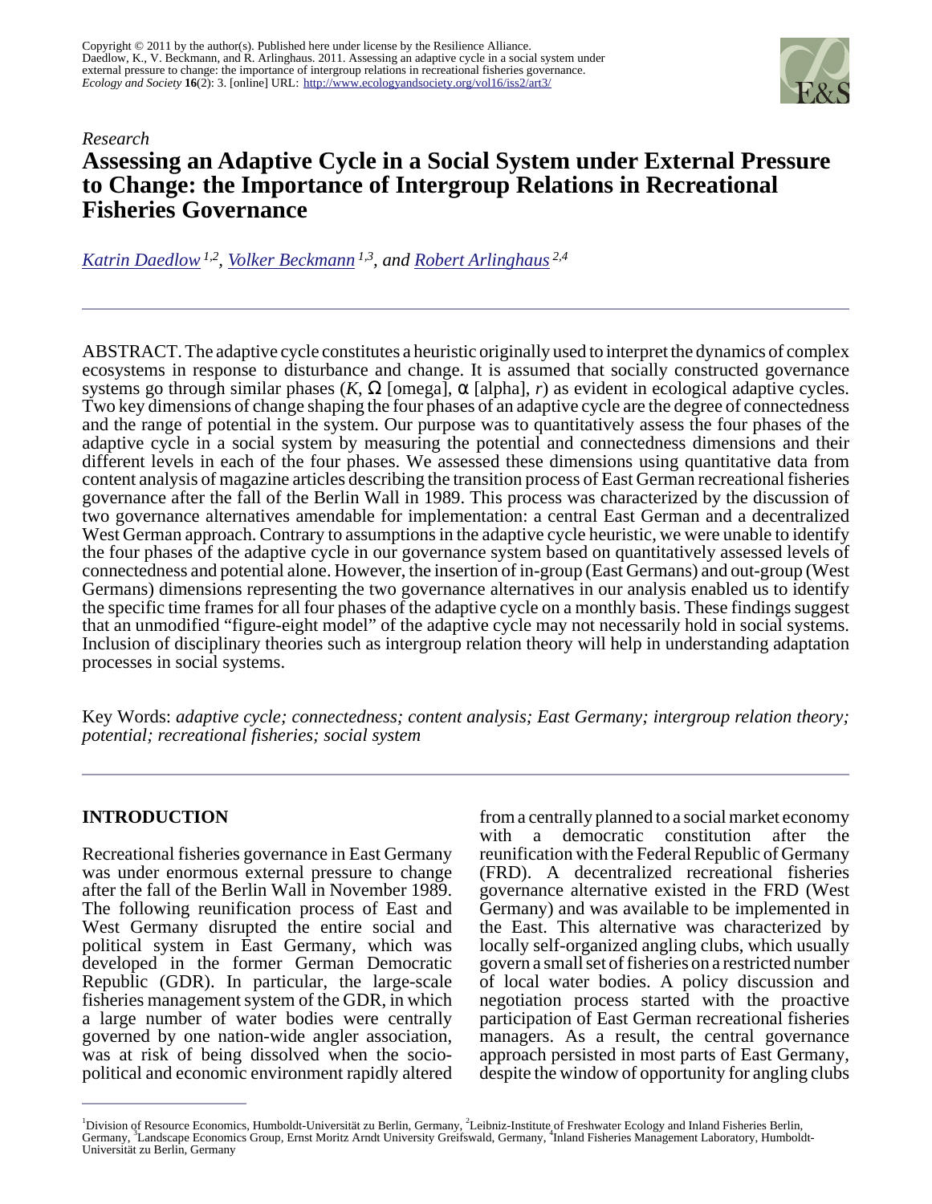Copyright © 2011 by the author(s). Published here under license by the Resilience Alliance.
Daedlow, K., V. Beckmann, and R. Arlinghaus. 2011. Assessing an adaptive cycle in a social system under external pressure to change: the importance of intergroup relations in recreational fisheries governance. *Ecology and Society* **16**(2): 3. [online] URL: http://www.ecologyandsociety.org/vol16/iss2/art3/

*Research*

# Assessing an Adaptive Cycle in a Social System under External Pressure to Change: the Importance of Intergroup Relations in Recreational Fisheries Governance

*Katrin Daedlow* [1,2], *Volker Beckmann* [1,3], *and Robert Arlinghaus* [2,4]

ABSTRACT. The adaptive cycle constitutes a heuristic originally used to interpret the dynamics of complex ecosystems in response to disturbance and change. It is assumed that socially constructed governance systems go through similar phases ($K$, Ω [omega], α [alpha], $r$) as evident in ecological adaptive cycles. Two key dimensions of change shaping the four phases of an adaptive cycle are the degree of connectedness and the range of potential in the system. Our purpose was to quantitatively assess the four phases of the adaptive cycle in a social system by measuring the potential and connectedness dimensions and their different levels in each of the four phases. We assessed these dimensions using quantitative data from content analysis of magazine articles describing the transition process of East German recreational fisheries governance after the fall of the Berlin Wall in 1989. This process was characterized by the discussion of two governance alternatives amendable for implementation: a central East German and a decentralized West German approach. Contrary to assumptions in the adaptive cycle heuristic, we were unable to identify the four phases of the adaptive cycle in our governance system based on quantitatively assessed levels of connectedness and potential alone. However, the insertion of in-group (East Germans) and out-group (West Germans) dimensions representing the two governance alternatives in our analysis enabled us to identify the specific time frames for all four phases of the adaptive cycle on a monthly basis. These findings suggest that an unmodified "figure-eight model" of the adaptive cycle may not necessarily hold in social systems. Inclusion of disciplinary theories such as intergroup relation theory will help in understanding adaptation processes in social systems.

Key Words: *adaptive cycle; connectedness; content analysis; East Germany; intergroup relation theory; potential; recreational fisheries; social system*

## INTRODUCTION

Recreational fisheries governance in East Germany was under enormous external pressure to change after the fall of the Berlin Wall in November 1989. The following reunification process of East and West Germany disrupted the entire social and political system in East Germany, which was developed in the former German Democratic Republic (GDR). In particular, the large-scale fisheries management system of the GDR, in which a large number of water bodies were centrally governed by one nation-wide angler association, was at risk of being dissolved when the socio-political and economic environment rapidly altered from a centrally planned to a social market economy with a democratic constitution after the reunification with the Federal Republic of Germany (FRD). A decentralized recreational fisheries governance alternative existed in the FRD (West Germany) and was available to be implemented in the East. This alternative was characterized by locally self-organized angling clubs, which usually govern a small set of fisheries on a restricted number of local water bodies. A policy discussion and negotiation process started with the proactive participation of East German recreational fisheries managers. As a result, the central governance approach persisted in most parts of East Germany, despite the window of opportunity for angling clubs

[1]Division of Resource Economics, Humboldt-Universität zu Berlin, Germany, [2]Leibniz-Institute of Freshwater Ecology and Inland Fisheries Berlin, Germany, [3]Landscape Economics Group, Ernst Moritz Arndt University Greifswald, Germany, [4]Inland Fisheries Management Laboratory, Humboldt-Universität zu Berlin, Germany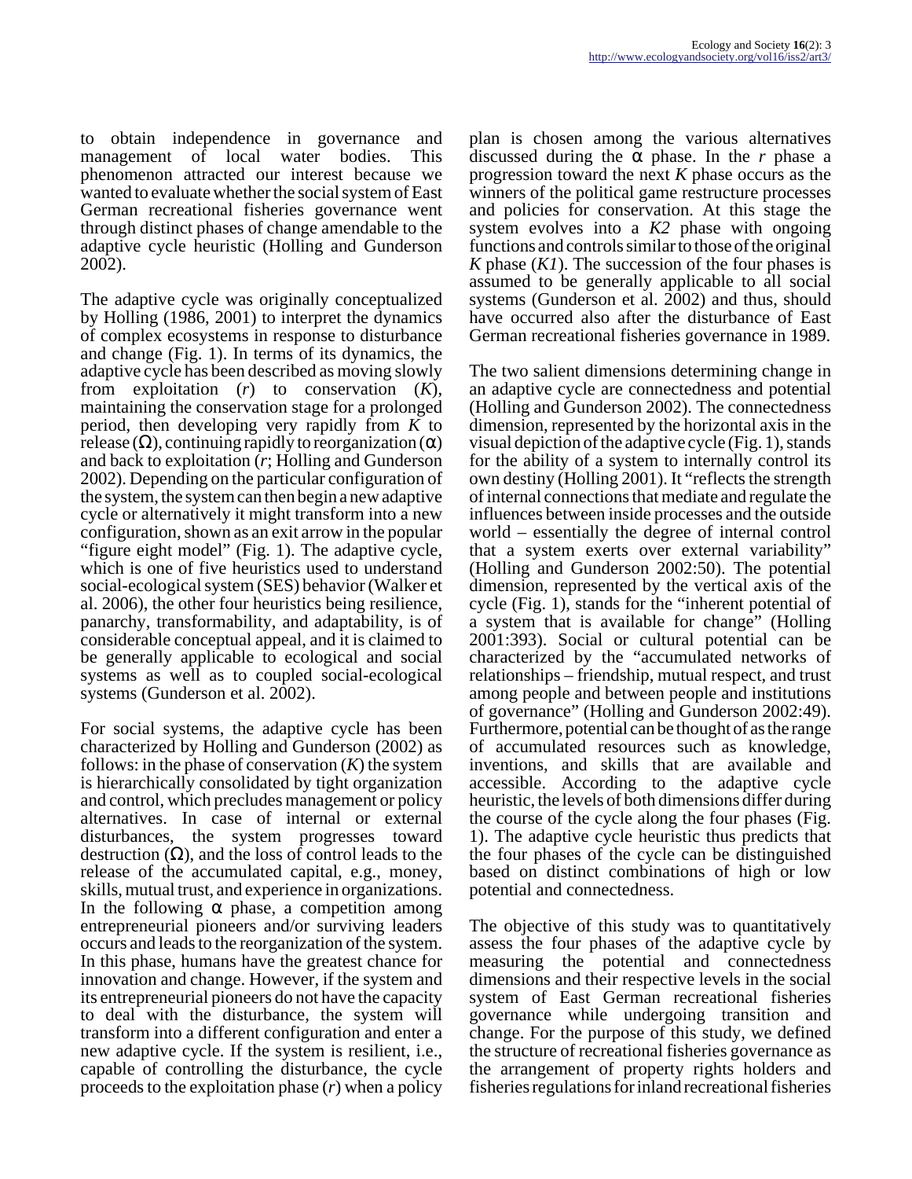to obtain independence in governance and management of local water bodies. This phenomenon attracted our interest because we wanted to evaluate whether the social system of East German recreational fisheries governance went through distinct phases of change amendable to the adaptive cycle heuristic (Holling and Gunderson 2002).

The adaptive cycle was originally conceptualized by Holling (1986, 2001) to interpret the dynamics of complex ecosystems in response to disturbance and change (Fig. 1). In terms of its dynamics, the adaptive cycle has been described as moving slowly from exploitation (*r*) to conservation (*K*), maintaining the conservation stage for a prolonged period, then developing very rapidly from *K* to release (Ω), continuing rapidly to reorganization (α) and back to exploitation (*r*; Holling and Gunderson 2002). Depending on the particular configuration of the system, the system can then begin a new adaptive cycle or alternatively it might transform into a new configuration, shown as an exit arrow in the popular "figure eight model" (Fig. 1). The adaptive cycle, which is one of five heuristics used to understand social-ecological system (SES) behavior (Walker et al. 2006), the other four heuristics being resilience, panarchy, transformability, and adaptability, is of considerable conceptual appeal, and it is claimed to be generally applicable to ecological and social systems as well as to coupled social-ecological systems (Gunderson et al. 2002).

For social systems, the adaptive cycle has been characterized by Holling and Gunderson (2002) as follows: in the phase of conservation (*K*) the system is hierarchically consolidated by tight organization and control, which precludes management or policy alternatives. In case of internal or external disturbances, the system progresses toward destruction (Ω), and the loss of control leads to the release of the accumulated capital, e.g., money, skills, mutual trust, and experience in organizations. In the following α phase, a competition among entrepreneurial pioneers and/or surviving leaders occurs and leads to the reorganization of the system. In this phase, humans have the greatest chance for innovation and change. However, if the system and its entrepreneurial pioneers do not have the capacity to deal with the disturbance, the system will transform into a different configuration and enter a new adaptive cycle. If the system is resilient, i.e., capable of controlling the disturbance, the cycle proceeds to the exploitation phase (*r*) when a policy plan is chosen among the various alternatives discussed during the α phase. In the *r* phase a progression toward the next *K* phase occurs as the winners of the political game restructure processes and policies for conservation. At this stage the system evolves into a *K2* phase with ongoing functions and controls similar to those of the original *K* phase (*K1*). The succession of the four phases is assumed to be generally applicable to all social systems (Gunderson et al. 2002) and thus, should have occurred also after the disturbance of East German recreational fisheries governance in 1989.

The two salient dimensions determining change in an adaptive cycle are connectedness and potential (Holling and Gunderson 2002). The connectedness dimension, represented by the horizontal axis in the visual depiction of the adaptive cycle (Fig. 1), stands for the ability of a system to internally control its own destiny (Holling 2001). It "reflects the strength of internal connections that mediate and regulate the influences between inside processes and the outside world – essentially the degree of internal control that a system exerts over external variability" (Holling and Gunderson 2002:50). The potential dimension, represented by the vertical axis of the cycle (Fig. 1), stands for the "inherent potential of a system that is available for change" (Holling 2001:393). Social or cultural potential can be characterized by the "accumulated networks of relationships – friendship, mutual respect, and trust among people and between people and institutions of governance" (Holling and Gunderson 2002:49). Furthermore, potential can be thought of as the range of accumulated resources such as knowledge, inventions, and skills that are available and accessible. According to the adaptive cycle heuristic, the levels of both dimensions differ during the course of the cycle along the four phases (Fig. 1). The adaptive cycle heuristic thus predicts that the four phases of the cycle can be distinguished based on distinct combinations of high or low potential and connectedness.

The objective of this study was to quantitatively assess the four phases of the adaptive cycle by measuring the potential and connectedness dimensions and their respective levels in the social system of East German recreational fisheries governance while undergoing transition and change. For the purpose of this study, we defined the structure of recreational fisheries governance as the arrangement of property rights holders and fisheries regulations for inland recreational fisheries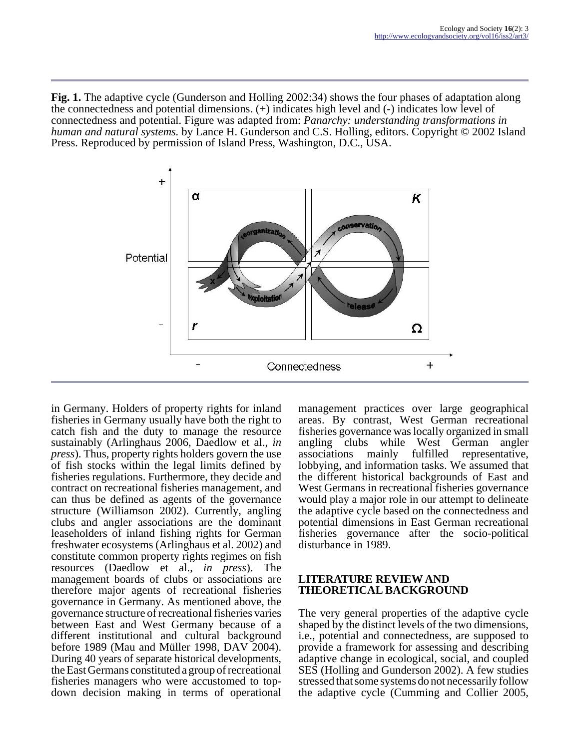**Fig. 1.** The adaptive cycle (Gunderson and Holling 2002:34) shows the four phases of adaptation along the connectedness and potential dimensions. (+) indicates high level and (-) indicates low level of connectedness and potential. Figure was adapted from: *Panarchy: understanding transformations in human and natural systems.* by Lance H. Gunderson and C.S. Holling, editors. Copyright © 2002 Island Press. Reproduced by permission of Island Press, Washington, D.C., USA.

in Germany. Holders of property rights for inland fisheries in Germany usually have both the right to catch fish and the duty to manage the resource sustainably (Arlinghaus 2006, Daedlow et al., *in press*). Thus, property rights holders govern the use of fish stocks within the legal limits defined by fisheries regulations. Furthermore, they decide and contract on recreational fisheries management, and can thus be defined as agents of the governance structure (Williamson 2002). Currently, angling clubs and angler associations are the dominant leaseholders of inland fishing rights for German freshwater ecosystems (Arlinghaus et al. 2002) and constitute common property rights regimes on fish resources (Daedlow et al., *in press*). The management boards of clubs or associations are therefore major agents of recreational fisheries governance in Germany. As mentioned above, the governance structure of recreational fisheries varies between East and West Germany because of a different institutional and cultural background before 1989 (Mau and Müller 1998, DAV 2004). During 40 years of separate historical developments, the East Germans constituted a group of recreational fisheries managers who were accustomed to top-down decision making in terms of operational management practices over large geographical areas. By contrast, West German recreational fisheries governance was locally organized in small angling clubs while West German angler associations mainly fulfilled representative, lobbying, and information tasks. We assumed that the different historical backgrounds of East and West Germans in recreational fisheries governance would play a major role in our attempt to delineate the adaptive cycle based on the connectedness and potential dimensions in East German recreational fisheries governance after the socio-political disturbance in 1989.

## LITERATURE REVIEW AND THEORETICAL BACKGROUND

The very general properties of the adaptive cycle shaped by the distinct levels of the two dimensions, i.e., potential and connectedness, are supposed to provide a framework for assessing and describing adaptive change in ecological, social, and coupled SES (Holling and Gunderson 2002). A few studies stressed that some systems do not necessarily follow the adaptive cycle (Cumming and Collier 2005,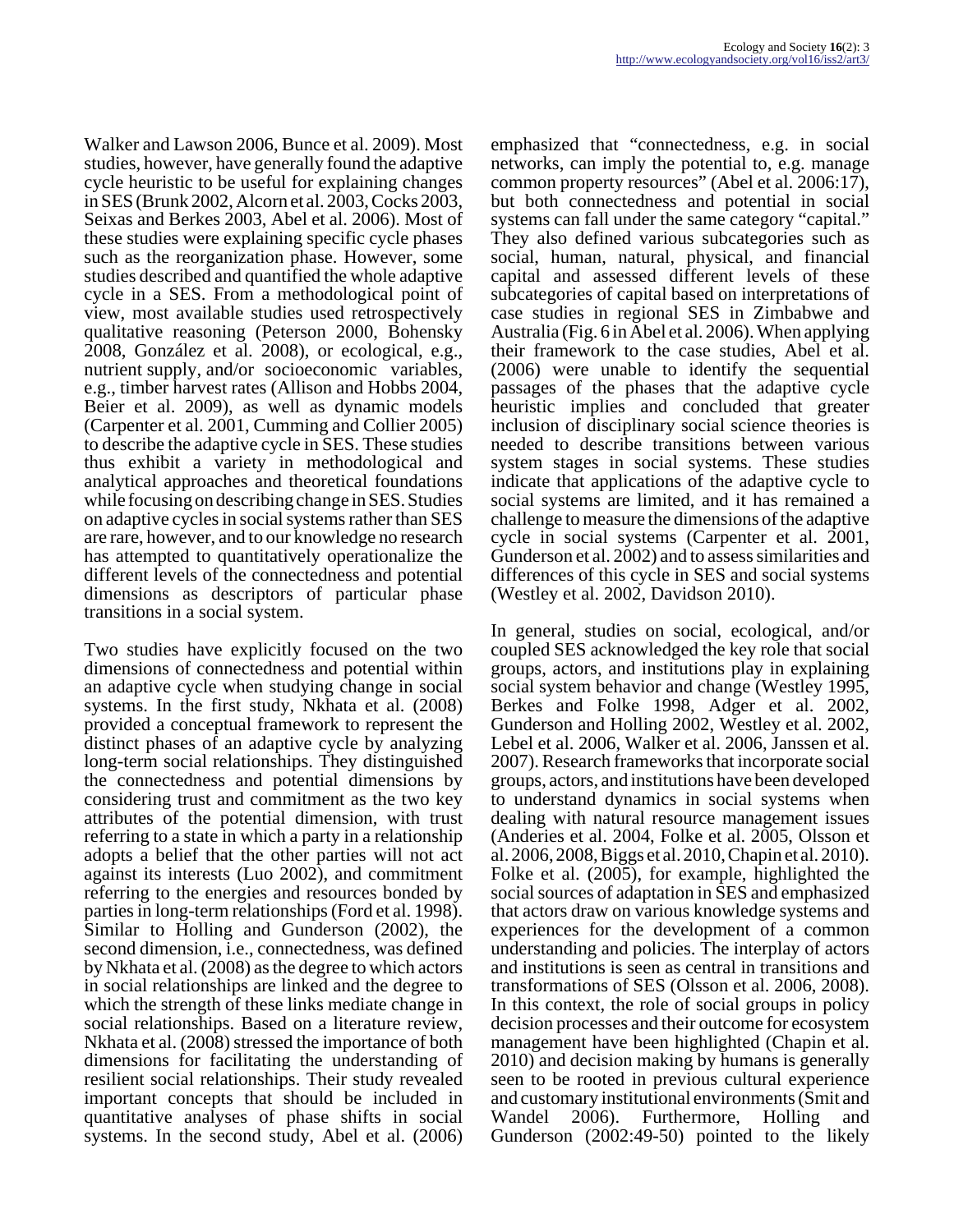Walker and Lawson 2006, Bunce et al. 2009). Most studies, however, have generally found the adaptive cycle heuristic to be useful for explaining changes in SES (Brunk 2002, Alcorn et al. 2003, Cocks 2003, Seixas and Berkes 2003, Abel et al. 2006). Most of these studies were explaining specific cycle phases such as the reorganization phase. However, some studies described and quantified the whole adaptive cycle in a SES. From a methodological point of view, most available studies used retrospectively qualitative reasoning (Peterson 2000, Bohensky 2008, González et al. 2008), or ecological, e.g., nutrient supply, and/or socioeconomic variables, e.g., timber harvest rates (Allison and Hobbs 2004, Beier et al. 2009), as well as dynamic models (Carpenter et al. 2001, Cumming and Collier 2005) to describe the adaptive cycle in SES. These studies thus exhibit a variety in methodological and analytical approaches and theoretical foundations while focusing on describing change in SES. Studies on adaptive cycles in social systems rather than SES are rare, however, and to our knowledge no research has attempted to quantitatively operationalize the different levels of the connectedness and potential dimensions as descriptors of particular phase transitions in a social system.

Two studies have explicitly focused on the two dimensions of connectedness and potential within an adaptive cycle when studying change in social systems. In the first study, Nkhata et al. (2008) provided a conceptual framework to represent the distinct phases of an adaptive cycle by analyzing long-term social relationships. They distinguished the connectedness and potential dimensions by considering trust and commitment as the two key attributes of the potential dimension, with trust referring to a state in which a party in a relationship adopts a belief that the other parties will not act against its interests (Luo 2002), and commitment referring to the energies and resources bonded by parties in long-term relationships (Ford et al. 1998). Similar to Holling and Gunderson (2002), the second dimension, i.e., connectedness, was defined by Nkhata et al. (2008) as the degree to which actors in social relationships are linked and the degree to which the strength of these links mediate change in social relationships. Based on a literature review, Nkhata et al. (2008) stressed the importance of both dimensions for facilitating the understanding of resilient social relationships. Their study revealed important concepts that should be included in quantitative analyses of phase shifts in social systems. In the second study, Abel et al. (2006) emphasized that "connectedness, e.g. in social networks, can imply the potential to, e.g. manage common property resources" (Abel et al. 2006:17), but both connectedness and potential in social systems can fall under the same category "capital." They also defined various subcategories such as social, human, natural, physical, and financial capital and assessed different levels of these subcategories of capital based on interpretations of case studies in regional SES in Zimbabwe and Australia (Fig. 6 in Abel et al. 2006). When applying their framework to the case studies, Abel et al. (2006) were unable to identify the sequential passages of the phases that the adaptive cycle heuristic implies and concluded that greater inclusion of disciplinary social science theories is needed to describe transitions between various system stages in social systems. These studies indicate that applications of the adaptive cycle to social systems are limited, and it has remained a challenge to measure the dimensions of the adaptive cycle in social systems (Carpenter et al. 2001, Gunderson et al. 2002) and to assess similarities and differences of this cycle in SES and social systems (Westley et al. 2002, Davidson 2010).

In general, studies on social, ecological, and/or coupled SES acknowledged the key role that social groups, actors, and institutions play in explaining social system behavior and change (Westley 1995, Berkes and Folke 1998, Adger et al. 2002, Gunderson and Holling 2002, Westley et al. 2002, Lebel et al. 2006, Walker et al. 2006, Janssen et al. 2007). Research frameworks that incorporate social groups, actors, and institutions have been developed to understand dynamics in social systems when dealing with natural resource management issues (Anderies et al. 2004, Folke et al. 2005, Olsson et al. 2006, 2008, Biggs et al. 2010, Chapin et al. 2010). Folke et al. (2005), for example, highlighted the social sources of adaptation in SES and emphasized that actors draw on various knowledge systems and experiences for the development of a common understanding and policies. The interplay of actors and institutions is seen as central in transitions and transformations of SES (Olsson et al. 2006, 2008). In this context, the role of social groups in policy decision processes and their outcome for ecosystem management have been highlighted (Chapin et al. 2010) and decision making by humans is generally seen to be rooted in previous cultural experience and customary institutional environments (Smit and Wandel 2006). Furthermore, Holling and Gunderson (2002:49-50) pointed to the likely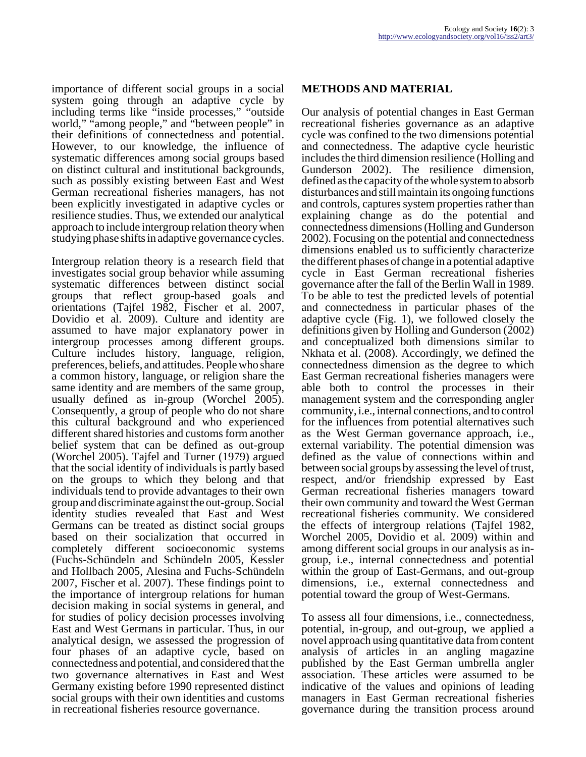importance of different social groups in a social system going through an adaptive cycle by including terms like "inside processes," "outside world," "among people," and "between people" in their definitions of connectedness and potential. However, to our knowledge, the influence of systematic differences among social groups based on distinct cultural and institutional backgrounds, such as possibly existing between East and West German recreational fisheries managers, has not been explicitly investigated in adaptive cycles or resilience studies. Thus, we extended our analytical approach to include intergroup relation theory when studying phase shifts in adaptive governance cycles.

Intergroup relation theory is a research field that investigates social group behavior while assuming systematic differences between distinct social groups that reflect group-based goals and orientations (Tajfel 1982, Fischer et al. 2007, Dovidio et al. 2009). Culture and identity are assumed to have major explanatory power in intergroup processes among different groups. Culture includes history, language, religion, preferences, beliefs, and attitudes. People who share a common history, language, or religion share the same identity and are members of the same group, usually defined as in-group (Worchel 2005). Consequently, a group of people who do not share this cultural background and who experienced different shared histories and customs form another belief system that can be defined as out-group (Worchel 2005). Tajfel and Turner (1979) argued that the social identity of individuals is partly based on the groups to which they belong and that individuals tend to provide advantages to their own group and discriminate against the out-group. Social identity studies revealed that East and West Germans can be treated as distinct social groups based on their socialization that occurred in completely different socioeconomic systems (Fuchs-Schündeln and Schündeln 2005, Kessler and Hollbach 2005, Alesina and Fuchs-Schündeln 2007, Fischer et al. 2007). These findings point to the importance of intergroup relations for human decision making in social systems in general, and for studies of policy decision processes involving East and West Germans in particular. Thus, in our analytical design, we assessed the progression of four phases of an adaptive cycle, based on connectedness and potential, and considered that the two governance alternatives in East and West Germany existing before 1990 represented distinct social groups with their own identities and customs in recreational fisheries resource governance.

## METHODS AND MATERIAL

Our analysis of potential changes in East German recreational fisheries governance as an adaptive cycle was confined to the two dimensions potential and connectedness. The adaptive cycle heuristic includes the third dimension resilience (Holling and Gunderson 2002). The resilience dimension, defined as the capacity of the whole system to absorb disturbances and still maintain its ongoing functions and controls, captures system properties rather than explaining change as do the potential and connectedness dimensions (Holling and Gunderson 2002). Focusing on the potential and connectedness dimensions enabled us to sufficiently characterize the different phases of change in a potential adaptive cycle in East German recreational fisheries governance after the fall of the Berlin Wall in 1989. To be able to test the predicted levels of potential and connectedness in particular phases of the adaptive cycle (Fig. 1), we followed closely the definitions given by Holling and Gunderson (2002) and conceptualized both dimensions similar to Nkhata et al. (2008). Accordingly, we defined the connectedness dimension as the degree to which East German recreational fisheries managers were able both to control the processes in their management system and the corresponding angler community, i.e., internal connections, and to control for the influences from potential alternatives such as the West German governance approach, i.e., external variability. The potential dimension was defined as the value of connections within and between social groups by assessing the level of trust, respect, and/or friendship expressed by East German recreational fisheries managers toward their own community and toward the West German recreational fisheries community. We considered the effects of intergroup relations (Tajfel 1982, Worchel 2005, Dovidio et al. 2009) within and among different social groups in our analysis as in-group, i.e., internal connectedness and potential within the group of East-Germans, and out-group dimensions, i.e., external connectedness and potential toward the group of West-Germans.

To assess all four dimensions, i.e., connectedness, potential, in-group, and out-group, we applied a novel approach using quantitative data from content analysis of articles in an angling magazine published by the East German umbrella angler association. These articles were assumed to be indicative of the values and opinions of leading managers in East German recreational fisheries governance during the transition process around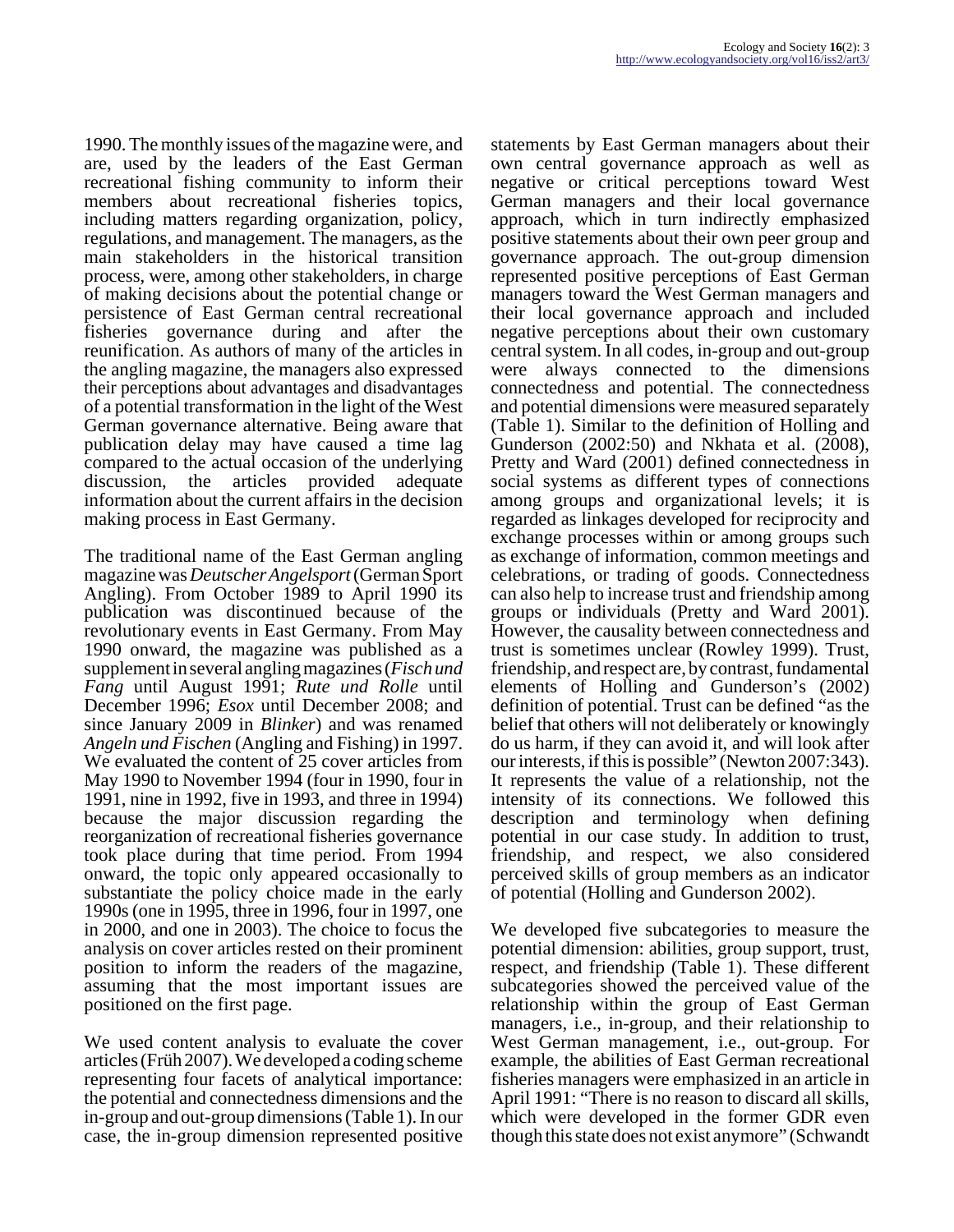1990. The monthly issues of the magazine were, and are, used by the leaders of the East German recreational fishing community to inform their members about recreational fisheries topics, including matters regarding organization, policy, regulations, and management. The managers, as the main stakeholders in the historical transition process, were, among other stakeholders, in charge of making decisions about the potential change or persistence of East German central recreational fisheries governance during and after the reunification. As authors of many of the articles in the angling magazine, the managers also expressed their perceptions about advantages and disadvantages of a potential transformation in the light of the West German governance alternative. Being aware that publication delay may have caused a time lag compared to the actual occasion of the underlying discussion, the articles provided adequate information about the current affairs in the decision making process in East Germany.

The traditional name of the East German angling magazine was *Deutscher Angelsport* (German Sport Angling). From October 1989 to April 1990 its publication was discontinued because of the revolutionary events in East Germany. From May 1990 onward, the magazine was published as a supplement in several angling magazines (*Fisch und Fang* until August 1991; *Rute und Rolle* until December 1996; *Esox* until December 2008; and since January 2009 in *Blinker*) and was renamed *Angeln und Fischen* (Angling and Fishing) in 1997. We evaluated the content of 25 cover articles from May 1990 to November 1994 (four in 1990, four in 1991, nine in 1992, five in 1993, and three in 1994) because the major discussion regarding the reorganization of recreational fisheries governance took place during that time period. From 1994 onward, the topic only appeared occasionally to substantiate the policy choice made in the early 1990s (one in 1995, three in 1996, four in 1997, one in 2000, and one in 2003). The choice to focus the analysis on cover articles rested on their prominent position to inform the readers of the magazine, assuming that the most important issues are positioned on the first page.

We used content analysis to evaluate the cover articles (Früh 2007). We developed a coding scheme representing four facets of analytical importance: the potential and connectedness dimensions and the in-group and out-group dimensions (Table 1). In our case, the in-group dimension represented positive statements by East German managers about their own central governance approach as well as negative or critical perceptions toward West German managers and their local governance approach, which in turn indirectly emphasized positive statements about their own peer group and governance approach. The out-group dimension represented positive perceptions of East German managers toward the West German managers and their local governance approach and included negative perceptions about their own customary central system. In all codes, in-group and out-group were always connected to the dimensions connectedness and potential. The connectedness and potential dimensions were measured separately (Table 1). Similar to the definition of Holling and Gunderson (2002:50) and Nkhata et al. (2008), Pretty and Ward (2001) defined connectedness in social systems as different types of connections among groups and organizational levels; it is regarded as linkages developed for reciprocity and exchange processes within or among groups such as exchange of information, common meetings and celebrations, or trading of goods. Connectedness can also help to increase trust and friendship among groups or individuals (Pretty and Ward 2001). However, the causality between connectedness and trust is sometimes unclear (Rowley 1999). Trust, friendship, and respect are, by contrast, fundamental elements of Holling and Gunderson's (2002) definition of potential. Trust can be defined "as the belief that others will not deliberately or knowingly do us harm, if they can avoid it, and will look after our interests, if this is possible" (Newton 2007:343). It represents the value of a relationship, not the intensity of its connections. We followed this description and terminology when defining potential in our case study. In addition to trust, friendship, and respect, we also considered perceived skills of group members as an indicator of potential (Holling and Gunderson 2002).

We developed five subcategories to measure the potential dimension: abilities, group support, trust, respect, and friendship (Table 1). These different subcategories showed the perceived value of the relationship within the group of East German managers, i.e., in-group, and their relationship to West German management, i.e., out-group. For example, the abilities of East German recreational fisheries managers were emphasized in an article in April 1991: "There is no reason to discard all skills, which were developed in the former GDR even though this state does not exist anymore" (Schwandt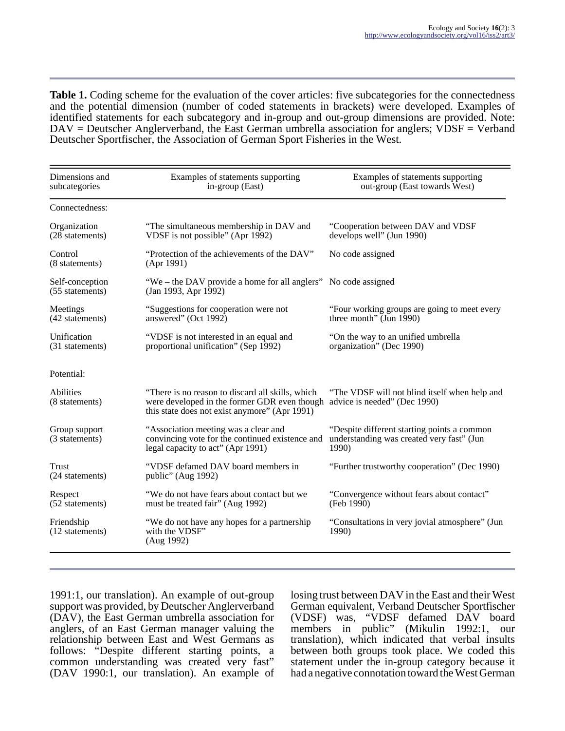**Table 1.** Coding scheme for the evaluation of the cover articles: five subcategories for the connectedness and the potential dimension (number of coded statements in brackets) were developed. Examples of identified statements for each subcategory and in-group and out-group dimensions are provided. Note: DAV = Deutscher Anglerverband, the East German umbrella association for anglers; VDSF = Verband Deutscher Sportfischer, the Association of German Sport Fisheries in the West.

| Dimensions and subcategories | Examples of statements supporting in-group (East) | Examples of statements supporting out-group (East towards West) |
|---|---|---|
| Connectedness: | | |
| Organization (28 statements) | "The simultaneous membership in DAV and VDSF is not possible" (Apr 1992) | "Cooperation between DAV and VDSF develops well" (Jun 1990) |
| Control (8 statements) | "Protection of the achievements of the DAV" (Apr 1991) | No code assigned |
| Self-conception (55 statements) | "We – the DAV provide a home for all anglers" (Jan 1993, Apr 1992) | No code assigned |
| Meetings (42 statements) | "Suggestions for cooperation were not answered" (Oct 1992) | "Four working groups are going to meet every three month" (Jun 1990) |
| Unification (31 statements) | "VDSF is not interested in an equal and proportional unification" (Sep 1992) | "On the way to an unified umbrella organization" (Dec 1990) |
| Potential: | | |
| Abilities (8 statements) | "There is no reason to discard all skills, which were developed in the former GDR even though this state does not exist anymore" (Apr 1991) | "The VDSF will not blind itself when help and advice is needed" (Dec 1990) |
| Group support (3 statements) | "Association meeting was a clear and convincing vote for the continued existence and legal capacity to act" (Apr 1991) | "Despite different starting points a common understanding was created very fast" (Jun 1990) |
| Trust (24 statements) | "VDSF defamed DAV board members in public" (Aug 1992) | "Further trustworthy cooperation" (Dec 1990) |
| Respect (52 statements) | "We do not have fears about contact but we must be treated fair" (Aug 1992) | "Convergence without fears about contact" (Feb 1990) |
| Friendship (12 statements) | "We do not have any hopes for a partnership with the VDSF" (Aug 1992) | "Consultations in very jovial atmosphere" (Jun 1990) |

1991:1, our translation). An example of out-group support was provided, by Deutscher Anglerverband (DAV), the East German umbrella association for anglers, of an East German manager valuing the relationship between East and West Germans as follows: "Despite different starting points, a common understanding was created very fast" (DAV 1990:1, our translation). An example of losing trust between DAV in the East and their West German equivalent, Verband Deutscher Sportfischer (VDSF) was, "VDSF defamed DAV board members in public" (Mikulin 1992:1, our translation), which indicated that verbal insults between both groups took place. We coded this statement under the in-group category because it had a negative connotation toward the West German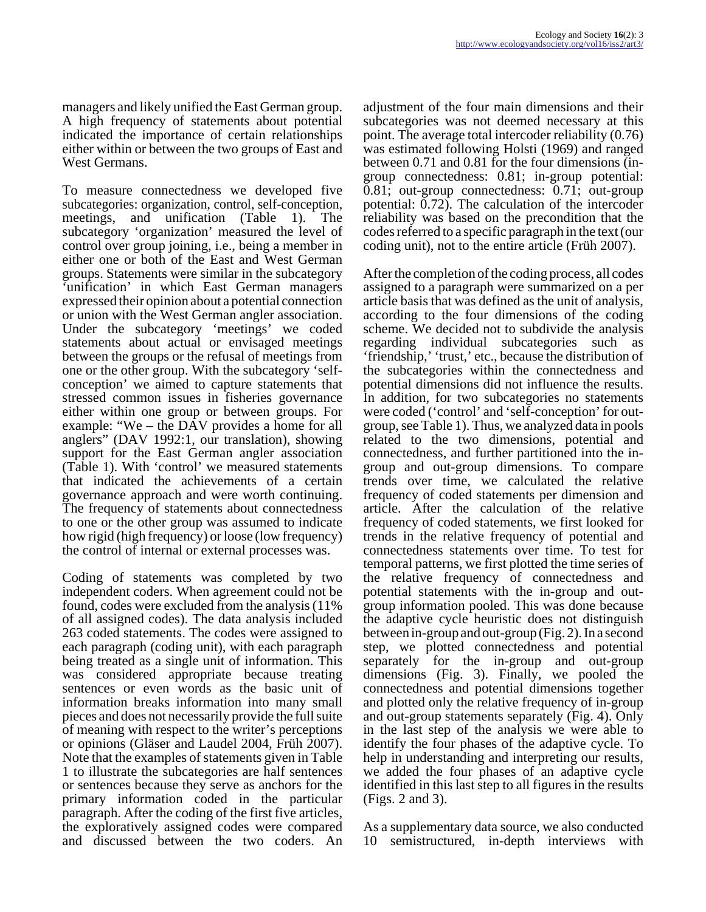managers and likely unified the East German group. A high frequency of statements about potential indicated the importance of certain relationships either within or between the two groups of East and West Germans.

To measure connectedness we developed five subcategories: organization, control, self-conception, meetings, and unification (Table 1). The subcategory 'organization' measured the level of control over group joining, i.e., being a member in either one or both of the East and West German groups. Statements were similar in the subcategory 'unification' in which East German managers expressed their opinion about a potential connection or union with the West German angler association. Under the subcategory 'meetings' we coded statements about actual or envisaged meetings between the groups or the refusal of meetings from one or the other group. With the subcategory 'self-conception' we aimed to capture statements that stressed common issues in fisheries governance either within one group or between groups. For example: "We – the DAV provides a home for all anglers" (DAV 1992:1, our translation), showing support for the East German angler association (Table 1). With 'control' we measured statements that indicated the achievements of a certain governance approach and were worth continuing. The frequency of statements about connectedness to one or the other group was assumed to indicate how rigid (high frequency) or loose (low frequency) the control of internal or external processes was.

Coding of statements was completed by two independent coders. When agreement could not be found, codes were excluded from the analysis (11% of all assigned codes). The data analysis included 263 coded statements. The codes were assigned to each paragraph (coding unit), with each paragraph being treated as a single unit of information. This was considered appropriate because treating sentences or even words as the basic unit of information breaks information into many small pieces and does not necessarily provide the full suite of meaning with respect to the writer's perceptions or opinions (Gläser and Laudel 2004, Früh 2007). Note that the examples of statements given in Table 1 to illustrate the subcategories are half sentences or sentences because they serve as anchors for the primary information coded in the particular paragraph. After the coding of the first five articles, the exploratively assigned codes were compared and discussed between the two coders. An adjustment of the four main dimensions and their subcategories was not deemed necessary at this point. The average total intercoder reliability (0.76) was estimated following Holsti (1969) and ranged between 0.71 and 0.81 for the four dimensions (in-group connectedness: 0.81; in-group potential: 0.81; out-group connectedness: 0.71; out-group potential: 0.72). The calculation of the intercoder reliability was based on the precondition that the codes referred to a specific paragraph in the text (our coding unit), not to the entire article (Früh 2007).

After the completion of the coding process, all codes assigned to a paragraph were summarized on a per article basis that was defined as the unit of analysis, according to the four dimensions of the coding scheme. We decided not to subdivide the analysis regarding individual subcategories such as 'friendship,' 'trust,' etc., because the distribution of the subcategories within the connectedness and potential dimensions did not influence the results. In addition, for two subcategories no statements were coded ('control' and 'self-conception' for out-group, see Table 1). Thus, we analyzed data in pools related to the two dimensions, potential and connectedness, and further partitioned into the in-group and out-group dimensions. To compare trends over time, we calculated the relative frequency of coded statements per dimension and article. After the calculation of the relative frequency of coded statements, we first looked for trends in the relative frequency of potential and connectedness statements over time. To test for temporal patterns, we first plotted the time series of the relative frequency of connectedness and potential statements with the in-group and out-group information pooled. This was done because the adaptive cycle heuristic does not distinguish between in-group and out-group (Fig. 2). In a second step, we plotted connectedness and potential separately for the in-group and out-group dimensions (Fig. 3). Finally, we pooled the connectedness and potential dimensions together and plotted only the relative frequency of in-group and out-group statements separately (Fig. 4). Only in the last step of the analysis we were able to identify the four phases of the adaptive cycle. To help in understanding and interpreting our results, we added the four phases of an adaptive cycle identified in this last step to all figures in the results (Figs. 2 and 3).

As a supplementary data source, we also conducted 10 semistructured, in-depth interviews with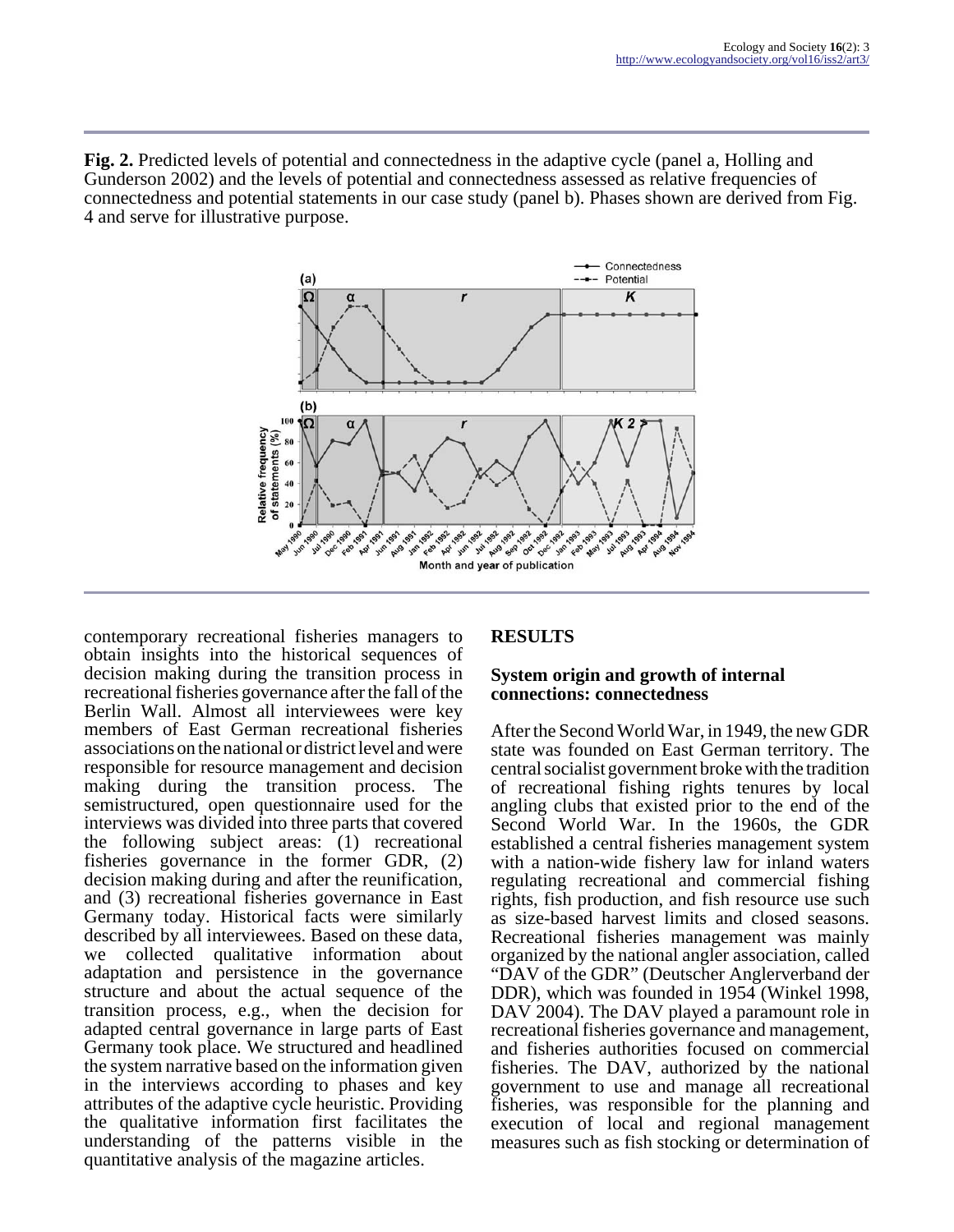**Fig. 2.** Predicted levels of potential and connectedness in the adaptive cycle (panel a, Holling and Gunderson 2002) and the levels of potential and connectedness assessed as relative frequencies of connectedness and potential statements in our case study (panel b). Phases shown are derived from Fig. 4 and serve for illustrative purpose.

contemporary recreational fisheries managers to obtain insights into the historical sequences of decision making during the transition process in recreational fisheries governance after the fall of the Berlin Wall. Almost all interviewees were key members of East German recreational fisheries associations on the national or district level and were responsible for resource management and decision making during the transition process. The semistructured, open questionnaire used for the interviews was divided into three parts that covered the following subject areas: (1) recreational fisheries governance in the former GDR, (2) decision making during and after the reunification, and (3) recreational fisheries governance in East Germany today. Historical facts were similarly described by all interviewees. Based on these data, we collected qualitative information about adaptation and persistence in the governance structure and about the actual sequence of the transition process, e.g., when the decision for adapted central governance in large parts of East Germany took place. We structured and headlined the system narrative based on the information given in the interviews according to phases and key attributes of the adaptive cycle heuristic. Providing the qualitative information first facilitates the understanding of the patterns visible in the quantitative analysis of the magazine articles.

## RESULTS

### System origin and growth of internal connections: connectedness

After the Second World War, in 1949, the new GDR state was founded on East German territory. The central socialist government broke with the tradition of recreational fishing rights tenures by local angling clubs that existed prior to the end of the Second World War. In the 1960s, the GDR established a central fisheries management system with a nation-wide fishery law for inland waters regulating recreational and commercial fishing rights, fish production, and fish resource use such as size-based harvest limits and closed seasons. Recreational fisheries management was mainly organized by the national angler association, called "DAV of the GDR" (Deutscher Anglerverband der DDR), which was founded in 1954 (Winkel 1998, DAV 2004). The DAV played a paramount role in recreational fisheries governance and management, and fisheries authorities focused on commercial fisheries. The DAV, authorized by the national government to use and manage all recreational fisheries, was responsible for the planning and execution of local and regional management measures such as fish stocking or determination of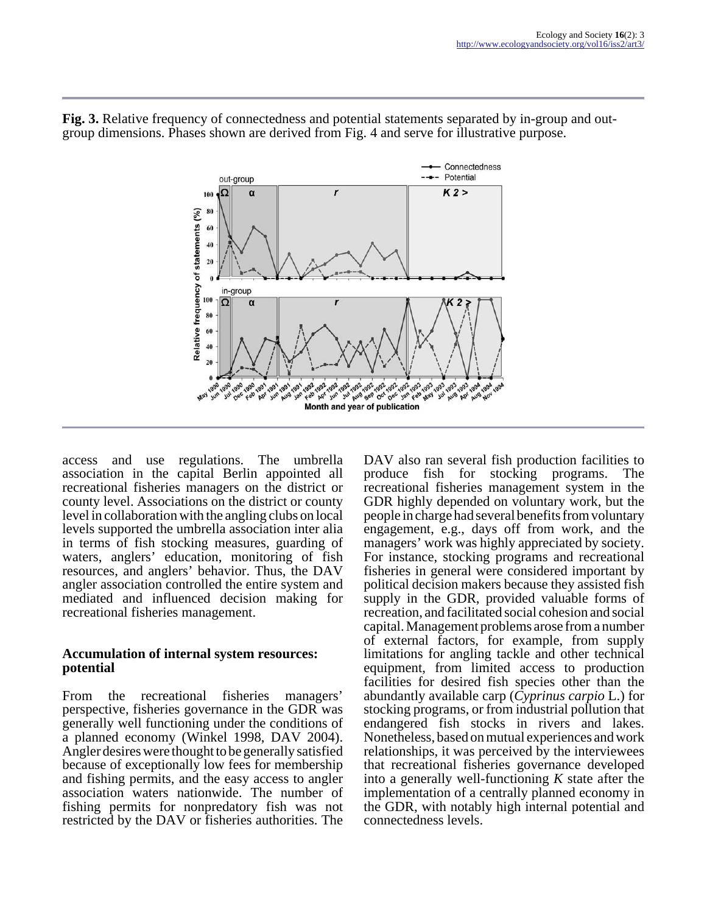**Fig. 3.** Relative frequency of connectedness and potential statements separated by in-group and out-group dimensions. Phases shown are derived from Fig. 4 and serve for illustrative purpose.

access and use regulations. The umbrella association in the capital Berlin appointed all recreational fisheries managers on the district or county level. Associations on the district or county level in collaboration with the angling clubs on local levels supported the umbrella association inter alia in terms of fish stocking measures, guarding of waters, anglers' education, monitoring of fish resources, and anglers' behavior. Thus, the DAV angler association controlled the entire system and mediated and influenced decision making for recreational fisheries management.

### Accumulation of internal system resources: potential

From the recreational fisheries managers' perspective, fisheries governance in the GDR was generally well functioning under the conditions of a planned economy (Winkel 1998, DAV 2004). Angler desires were thought to be generally satisfied because of exceptionally low fees for membership and fishing permits, and the easy access to angler association waters nationwide. The number of fishing permits for nonpredatory fish was not restricted by the DAV or fisheries authorities. The DAV also ran several fish production facilities to produce fish for stocking programs. The recreational fisheries management system in the GDR highly depended on voluntary work, but the people in charge had several benefits from voluntary engagement, e.g., days off from work, and the managers' work was highly appreciated by society. For instance, stocking programs and recreational fisheries in general were considered important by political decision makers because they assisted fish supply in the GDR, provided valuable forms of recreation, and facilitated social cohesion and social capital. Management problems arose from a number of external factors, for example, from supply limitations for angling tackle and other technical equipment, from limited access to production facilities for desired fish species other than the abundantly available carp (*Cyprinus carpio* L.) for stocking programs, or from industrial pollution that endangered fish stocks in rivers and lakes. Nonetheless, based on mutual experiences and work relationships, it was perceived by the interviewees that recreational fisheries governance developed into a generally well-functioning *K* state after the implementation of a centrally planned economy in the GDR, with notably high internal potential and connectedness levels.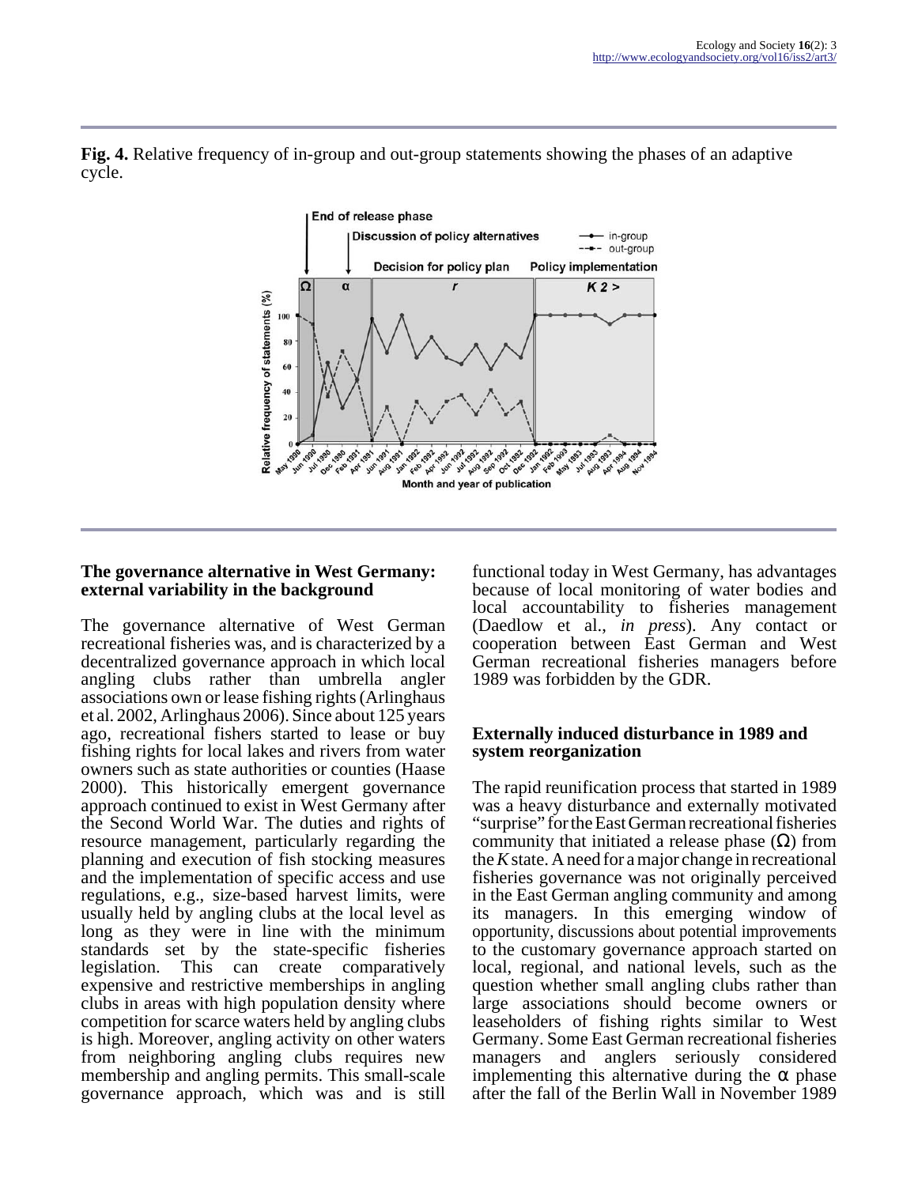**Fig. 4.** Relative frequency of in-group and out-group statements showing the phases of an adaptive cycle.

## The governance alternative in West Germany: external variability in the background

The governance alternative of West German recreational fisheries was, and is characterized by a decentralized governance approach in which local angling clubs rather than umbrella angler associations own or lease fishing rights (Arlinghaus et al. 2002, Arlinghaus 2006). Since about 125 years ago, recreational fishers started to lease or buy fishing rights for local lakes and rivers from water owners such as state authorities or counties (Haase 2000). This historically emergent governance approach continued to exist in West Germany after the Second World War. The duties and rights of resource management, particularly regarding the planning and execution of fish stocking measures and the implementation of specific access and use regulations, e.g., size-based harvest limits, were usually held by angling clubs at the local level as long as they were in line with the minimum standards set by the state-specific fisheries legislation. This can create comparatively expensive and restrictive memberships in angling clubs in areas with high population density where competition for scarce waters held by angling clubs is high. Moreover, angling activity on other waters from neighboring angling clubs requires new membership and angling permits. This small-scale governance approach, which was and is still functional today in West Germany, has advantages because of local monitoring of water bodies and local accountability to fisheries management (Daedlow et al., *in press*). Any contact or cooperation between East German and West German recreational fisheries managers before 1989 was forbidden by the GDR.

## Externally induced disturbance in 1989 and system reorganization

The rapid reunification process that started in 1989 was a heavy disturbance and externally motivated "surprise" for the East German recreational fisheries community that initiated a release phase (Ω) from the *K* state. A need for a major change in recreational fisheries governance was not originally perceived in the East German angling community and among its managers. In this emerging window of opportunity, discussions about potential improvements to the customary governance approach started on local, regional, and national levels, such as the question whether small angling clubs rather than large associations should become owners or leaseholders of fishing rights similar to West Germany. Some East German recreational fisheries managers and anglers seriously considered implementing this alternative during the α phase after the fall of the Berlin Wall in November 1989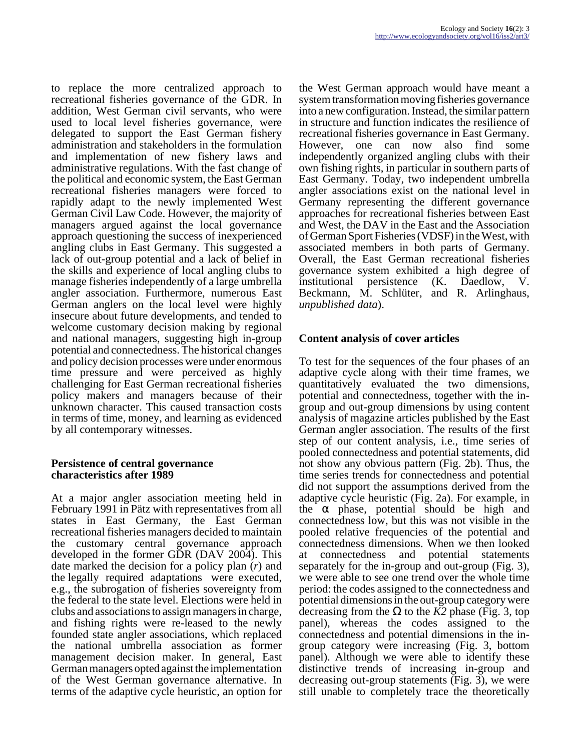to replace the more centralized approach to recreational fisheries governance of the GDR. In addition, West German civil servants, who were used to local level fisheries governance, were delegated to support the East German fishery administration and stakeholders in the formulation and implementation of new fishery laws and administrative regulations. With the fast change of the political and economic system, the East German recreational fisheries managers were forced to rapidly adapt to the newly implemented West German Civil Law Code. However, the majority of managers argued against the local governance approach questioning the success of inexperienced angling clubs in East Germany. This suggested a lack of out-group potential and a lack of belief in the skills and experience of local angling clubs to manage fisheries independently of a large umbrella angler association. Furthermore, numerous East German anglers on the local level were highly insecure about future developments, and tended to welcome customary decision making by regional and national managers, suggesting high in-group potential and connectedness. The historical changes and policy decision processes were under enormous time pressure and were perceived as highly challenging for East German recreational fisheries policy makers and managers because of their unknown character. This caused transaction costs in terms of time, money, and learning as evidenced by all contemporary witnesses.

### Persistence of central governance characteristics after 1989

At a major angler association meeting held in February 1991 in Pätz with representatives from all states in East Germany, the East German recreational fisheries managers decided to maintain the customary central governance approach developed in the former GDR (DAV 2004). This date marked the decision for a policy plan (*r*) and the legally required adaptations were executed, e.g., the subrogation of fisheries sovereignty from the federal to the state level. Elections were held in clubs and associations to assign managers in charge, and fishing rights were re-leased to the newly founded state angler associations, which replaced the national umbrella association as former management decision maker. In general, East German managers opted against the implementation of the West German governance alternative. In terms of the adaptive cycle heuristic, an option for the West German approach would have meant a system transformation moving fisheries governance into a new configuration. Instead, the similar pattern in structure and function indicates the resilience of recreational fisheries governance in East Germany. However, one can now also find some independently organized angling clubs with their own fishing rights, in particular in southern parts of East Germany. Today, two independent umbrella angler associations exist on the national level in Germany representing the different governance approaches for recreational fisheries between East and West, the DAV in the East and the Association of German Sport Fisheries (VDSF) in the West, with associated members in both parts of Germany. Overall, the East German recreational fisheries governance system exhibited a high degree of institutional persistence (K. Daedlow, V. Beckmann, M. Schlüter, and R. Arlinghaus, *unpublished data*).

### Content analysis of cover articles

To test for the sequences of the four phases of an adaptive cycle along with their time frames, we quantitatively evaluated the two dimensions, potential and connectedness, together with the in-group and out-group dimensions by using content analysis of magazine articles published by the East German angler association. The results of the first step of our content analysis, i.e., time series of pooled connectedness and potential statements, did not show any obvious pattern (Fig. 2b). Thus, the time series trends for connectedness and potential did not support the assumptions derived from the adaptive cycle heuristic (Fig. 2a). For example, in the $\alpha$ phase, potential should be high and connectedness low, but this was not visible in the pooled relative frequencies of the potential and connectedness dimensions. When we then looked at connectedness and potential statements separately for the in-group and out-group (Fig. 3), we were able to see one trend over the whole time period: the codes assigned to the connectedness and potential dimensions in the out-group category were decreasing from the $\Omega$ to the *K2* phase (Fig. 3, top panel), whereas the codes assigned to the connectedness and potential dimensions in the in-group category were increasing (Fig. 3, bottom panel). Although we were able to identify these distinctive trends of increasing in-group and decreasing out-group statements (Fig. 3), we were still unable to completely trace the theoretically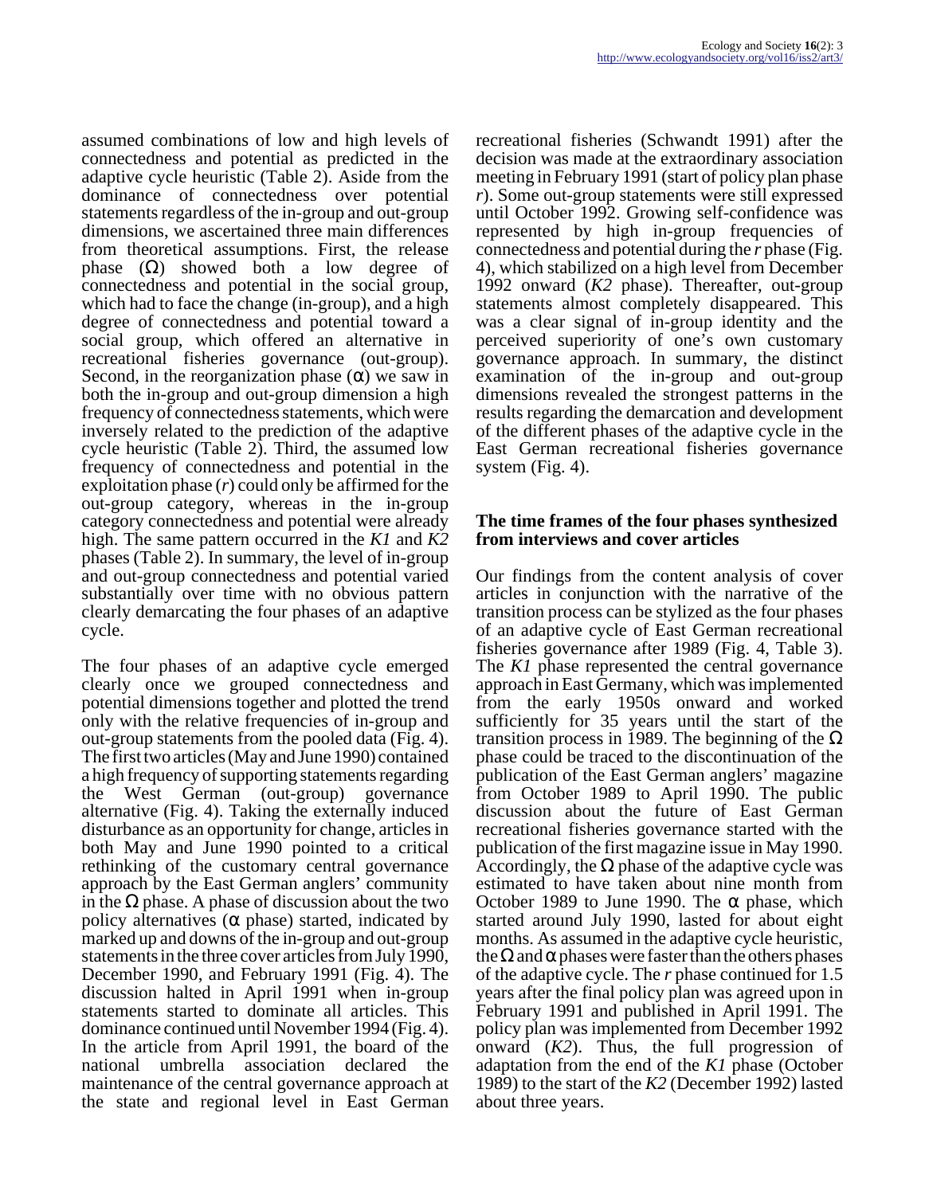assumed combinations of low and high levels of connectedness and potential as predicted in the adaptive cycle heuristic (Table 2). Aside from the dominance of connectedness over potential statements regardless of the in-group and out-group dimensions, we ascertained three main differences from theoretical assumptions. First, the release phase (Ω) showed both a low degree of connectedness and potential in the social group, which had to face the change (in-group), and a high degree of connectedness and potential toward a social group, which offered an alternative in recreational fisheries governance (out-group). Second, in the reorganization phase (α) we saw in both the in-group and out-group dimension a high frequency of connectedness statements, which were inversely related to the prediction of the adaptive cycle heuristic (Table 2). Third, the assumed low frequency of connectedness and potential in the exploitation phase (*r*) could only be affirmed for the out-group category, whereas in the in-group category connectedness and potential were already high. The same pattern occurred in the *K1* and *K2* phases (Table 2). In summary, the level of in-group and out-group connectedness and potential varied substantially over time with no obvious pattern clearly demarcating the four phases of an adaptive cycle.

The four phases of an adaptive cycle emerged clearly once we grouped connectedness and potential dimensions together and plotted the trend only with the relative frequencies of in-group and out-group statements from the pooled data (Fig. 4). The first two articles (May and June 1990) contained a high frequency of supporting statements regarding the West German (out-group) governance alternative (Fig. 4). Taking the externally induced disturbance as an opportunity for change, articles in both May and June 1990 pointed to a critical rethinking of the customary central governance approach by the East German anglers' community in the Ω phase. A phase of discussion about the two policy alternatives (α phase) started, indicated by marked up and downs of the in-group and out-group statements in the three cover articles from July 1990, December 1990, and February 1991 (Fig. 4). The discussion halted in April 1991 when in-group statements started to dominate all articles. This dominance continued until November 1994 (Fig. 4). In the article from April 1991, the board of the national umbrella association declared the maintenance of the central governance approach at the state and regional level in East German recreational fisheries (Schwandt 1991) after the decision was made at the extraordinary association meeting in February 1991 (start of policy plan phase *r*). Some out-group statements were still expressed until October 1992. Growing self-confidence was represented by high in-group frequencies of connectedness and potential during the *r* phase (Fig. 4), which stabilized on a high level from December 1992 onward (*K2* phase). Thereafter, out-group statements almost completely disappeared. This was a clear signal of in-group identity and the perceived superiority of one's own customary governance approach. In summary, the distinct examination of the in-group and out-group dimensions revealed the strongest patterns in the results regarding the demarcation and development of the different phases of the adaptive cycle in the East German recreational fisheries governance system (Fig. 4).

### The time frames of the four phases synthesized from interviews and cover articles

Our findings from the content analysis of cover articles in conjunction with the narrative of the transition process can be stylized as the four phases of an adaptive cycle of East German recreational fisheries governance after 1989 (Fig. 4, Table 3). The *K1* phase represented the central governance approach in East Germany, which was implemented from the early 1950s onward and worked sufficiently for 35 years until the start of the transition process in 1989. The beginning of the Ω phase could be traced to the discontinuation of the publication of the East German anglers' magazine from October 1989 to April 1990. The public discussion about the future of East German recreational fisheries governance started with the publication of the first magazine issue in May 1990. Accordingly, the Ω phase of the adaptive cycle was estimated to have taken about nine month from October 1989 to June 1990. The α phase, which started around July 1990, lasted for about eight months. As assumed in the adaptive cycle heuristic, the Ω and α phases were faster than the others phases of the adaptive cycle. The *r* phase continued for 1.5 years after the final policy plan was agreed upon in February 1991 and published in April 1991. The policy plan was implemented from December 1992 onward (*K2*). Thus, the full progression of adaptation from the end of the *K1* phase (October 1989) to the start of the *K2* (December 1992) lasted about three years.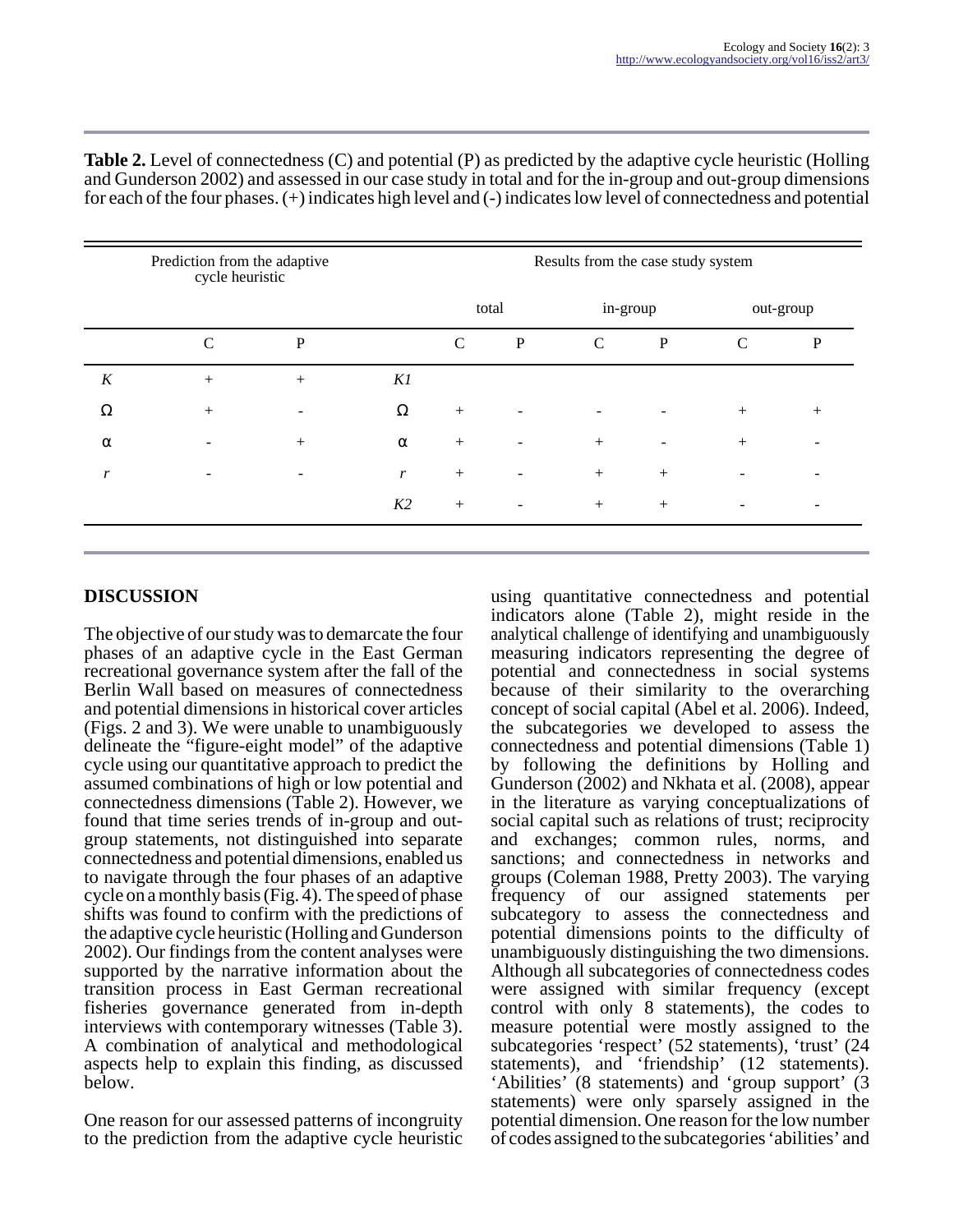**Table 2.** Level of connectedness (C) and potential (P) as predicted by the adaptive cycle heuristic (Holling and Gunderson 2002) and assessed in our case study in total and for the in-group and out-group dimensions for each of the four phases. (+) indicates high level and (-) indicates low level of connectedness and potential

| Prediction from the adaptive cycle heuristic | | | Results from the case study system | | | | | | |
|---|---|---|---|---|---|---|---|---|---|
| | | | | total | | in-group | | out-group | |
| | C | P | | C | P | C | P | C | P |
| *K* | + | + | *K1* | | | | | | |
| Ω | + | - | Ω | + | - | - | - | + | + |
| α | - | + | α | + | - | + | - | + | - |
| *r* | - | - | *r* | + | - | + | + | - | - |
| | | | *K2* | + | - | + | + | - | - |

## DISCUSSION

The objective of our study was to demarcate the four phases of an adaptive cycle in the East German recreational governance system after the fall of the Berlin Wall based on measures of connectedness and potential dimensions in historical cover articles (Figs. 2 and 3). We were unable to unambiguously delineate the "figure-eight model" of the adaptive cycle using our quantitative approach to predict the assumed combinations of high or low potential and connectedness dimensions (Table 2). However, we found that time series trends of in-group and out-group statements, not distinguished into separate connectedness and potential dimensions, enabled us to navigate through the four phases of an adaptive cycle on a monthly basis (Fig. 4). The speed of phase shifts was found to confirm with the predictions of the adaptive cycle heuristic (Holling and Gunderson 2002). Our findings from the content analyses were supported by the narrative information about the transition process in East German recreational fisheries governance generated from in-depth interviews with contemporary witnesses (Table 3). A combination of analytical and methodological aspects help to explain this finding, as discussed below.

One reason for our assessed patterns of incongruity to the prediction from the adaptive cycle heuristic using quantitative connectedness and potential indicators alone (Table 2), might reside in the analytical challenge of identifying and unambiguously measuring indicators representing the degree of potential and connectedness in social systems because of their similarity to the overarching concept of social capital (Abel et al. 2006). Indeed, the subcategories we developed to assess the connectedness and potential dimensions (Table 1) by following the definitions by Holling and Gunderson (2002) and Nkhata et al. (2008), appear in the literature as varying conceptualizations of social capital such as relations of trust; reciprocity and exchanges; common rules, norms, and sanctions; and connectedness in networks and groups (Coleman 1988, Pretty 2003). The varying frequency of our assigned statements per subcategory to assess the connectedness and potential dimensions points to the difficulty of unambiguously distinguishing the two dimensions. Although all subcategories of connectedness codes were assigned with similar frequency (except control with only 8 statements), the codes to measure potential were mostly assigned to the subcategories 'respect' (52 statements), 'trust' (24 statements), and 'friendship' (12 statements). 'Abilities' (8 statements) and 'group support' (3 statements) were only sparsely assigned in the potential dimension. One reason for the low number of codes assigned to the subcategories 'abilities' and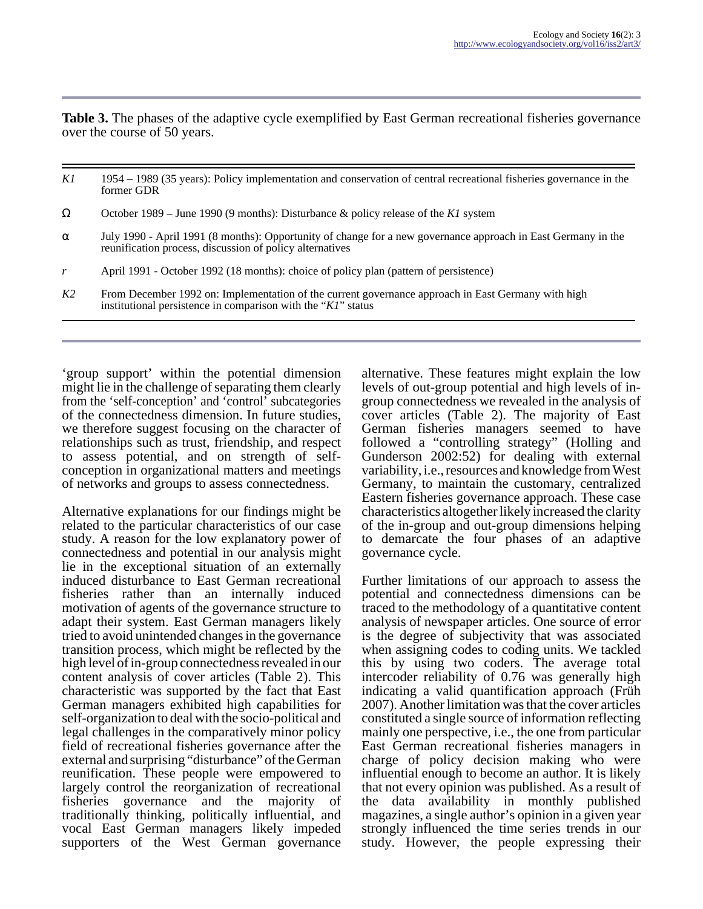**Table 3.** The phases of the adaptive cycle exemplified by East German recreational fisheries governance over the course of 50 years.

| | |
|---|---|
| *K1* | 1954 – 1989 (35 years): Policy implementation and conservation of central recreational fisheries governance in the former GDR |
| Ω | October 1989 – June 1990 (9 months): Disturbance & policy release of the *K1* system |
| α | July 1990 - April 1991 (8 months): Opportunity of change for a new governance approach in East Germany in the reunification process, discussion of policy alternatives |
| *r* | April 1991 - October 1992 (18 months): choice of policy plan (pattern of persistence) |
| *K2* | From December 1992 on: Implementation of the current governance approach in East Germany with high institutional persistence in comparison with the "*K1*" status |

'group support' within the potential dimension might lie in the challenge of separating them clearly from the 'self-conception' and 'control' subcategories of the connectedness dimension. In future studies, we therefore suggest focusing on the character of relationships such as trust, friendship, and respect to assess potential, and on strength of self-conception in organizational matters and meetings of networks and groups to assess connectedness.

Alternative explanations for our findings might be related to the particular characteristics of our case study. A reason for the low explanatory power of connectedness and potential in our analysis might lie in the exceptional situation of an externally induced disturbance to East German recreational fisheries rather than an internally induced motivation of agents of the governance structure to adapt their system. East German managers likely tried to avoid unintended changes in the governance transition process, which might be reflected by the high level of in-group connectedness revealed in our content analysis of cover articles (Table 2). This characteristic was supported by the fact that East German managers exhibited high capabilities for self-organization to deal with the socio-political and legal challenges in the comparatively minor policy field of recreational fisheries governance after the external and surprising "disturbance" of the German reunification. These people were empowered to largely control the reorganization of recreational fisheries governance and the majority of traditionally thinking, politically influential, and vocal East German managers likely impeded supporters of the West German governance alternative. These features might explain the low levels of out-group potential and high levels of in-group connectedness we revealed in the analysis of cover articles (Table 2). The majority of East German fisheries managers seemed to have followed a "controlling strategy" (Holling and Gunderson 2002:52) for dealing with external variability, i.e., resources and knowledge from West Germany, to maintain the customary, centralized Eastern fisheries governance approach. These case characteristics altogether likely increased the clarity of the in-group and out-group dimensions helping to demarcate the four phases of an adaptive governance cycle.

Further limitations of our approach to assess the potential and connectedness dimensions can be traced to the methodology of a quantitative content analysis of newspaper articles. One source of error is the degree of subjectivity that was associated when assigning codes to coding units. We tackled this by using two coders. The average total intercoder reliability of 0.76 was generally high indicating a valid quantification approach (Früh 2007). Another limitation was that the cover articles constituted a single source of information reflecting mainly one perspective, i.e., the one from particular East German recreational fisheries managers in charge of policy decision making who were influential enough to become an author. It is likely that not every opinion was published. As a result of the data availability in monthly published magazines, a single author's opinion in a given year strongly influenced the time series trends in our study. However, the people expressing their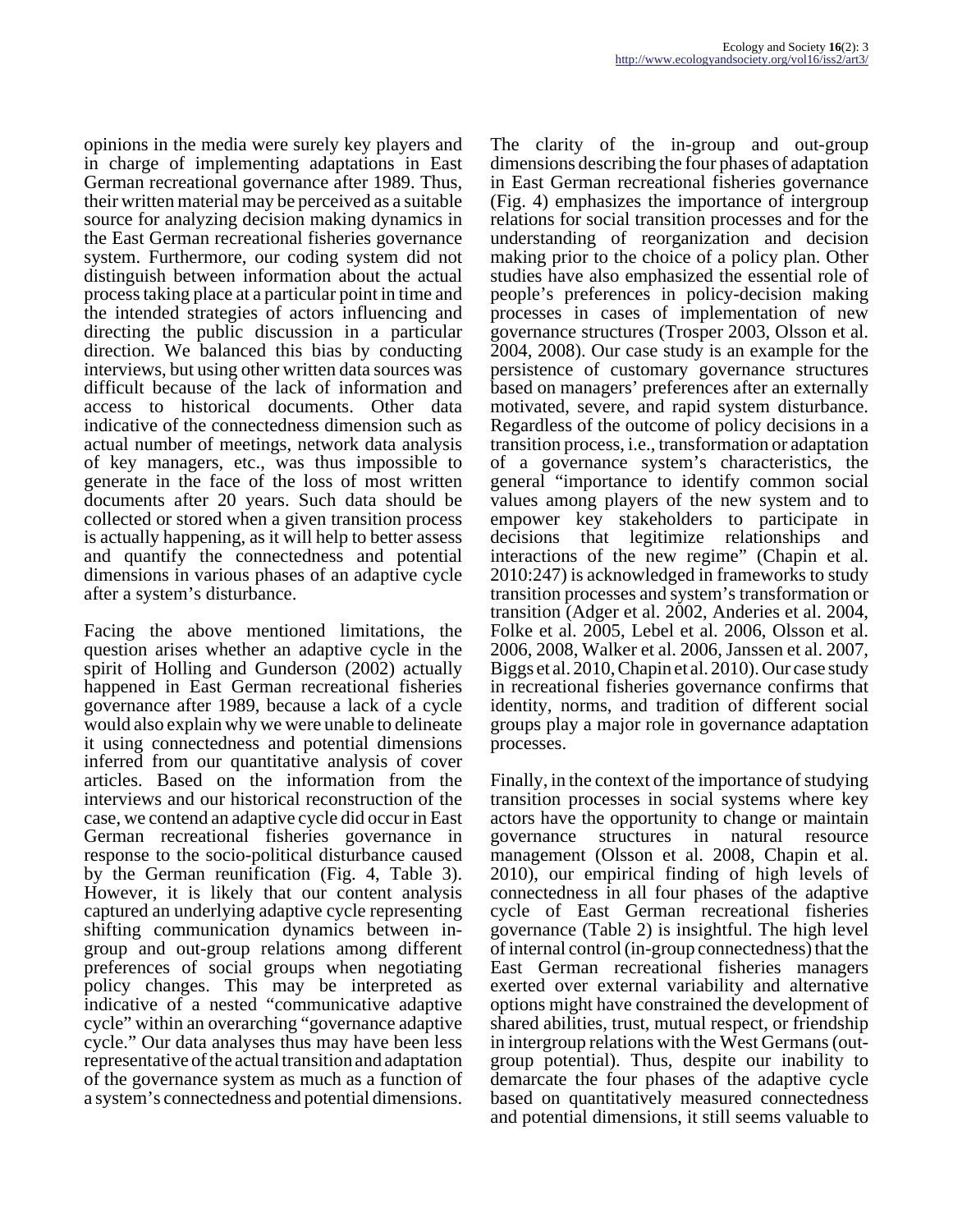opinions in the media were surely key players and in charge of implementing adaptations in East German recreational governance after 1989. Thus, their written material may be perceived as a suitable source for analyzing decision making dynamics in the East German recreational fisheries governance system. Furthermore, our coding system did not distinguish between information about the actual process taking place at a particular point in time and the intended strategies of actors influencing and directing the public discussion in a particular direction. We balanced this bias by conducting interviews, but using other written data sources was difficult because of the lack of information and access to historical documents. Other data indicative of the connectedness dimension such as actual number of meetings, network data analysis of key managers, etc., was thus impossible to generate in the face of the loss of most written documents after 20 years. Such data should be collected or stored when a given transition process is actually happening, as it will help to better assess and quantify the connectedness and potential dimensions in various phases of an adaptive cycle after a system's disturbance.

Facing the above mentioned limitations, the question arises whether an adaptive cycle in the spirit of Holling and Gunderson (2002) actually happened in East German recreational fisheries governance after 1989, because a lack of a cycle would also explain why we were unable to delineate it using connectedness and potential dimensions inferred from our quantitative analysis of cover articles. Based on the information from the interviews and our historical reconstruction of the case, we contend an adaptive cycle did occur in East German recreational fisheries governance in response to the socio-political disturbance caused by the German reunification (Fig. 4, Table 3). However, it is likely that our content analysis captured an underlying adaptive cycle representing shifting communication dynamics between in-group and out-group relations among different preferences of social groups when negotiating policy changes. This may be interpreted as indicative of a nested "communicative adaptive cycle" within an overarching "governance adaptive cycle." Our data analyses thus may have been less representative of the actual transition and adaptation of the governance system as much as a function of a system's connectedness and potential dimensions.

The clarity of the in-group and out-group dimensions describing the four phases of adaptation in East German recreational fisheries governance (Fig. 4) emphasizes the importance of intergroup relations for social transition processes and for the understanding of reorganization and decision making prior to the choice of a policy plan. Other studies have also emphasized the essential role of people's preferences in policy-decision making processes in cases of implementation of new governance structures (Trosper 2003, Olsson et al. 2004, 2008). Our case study is an example for the persistence of customary governance structures based on managers' preferences after an externally motivated, severe, and rapid system disturbance. Regardless of the outcome of policy decisions in a transition process, i.e., transformation or adaptation of a governance system's characteristics, the general "importance to identify common social values among players of the new system and to empower key stakeholders to participate in decisions that legitimize relationships and interactions of the new regime" (Chapin et al. 2010:247) is acknowledged in frameworks to study transition processes and system's transformation or transition (Adger et al. 2002, Anderies et al. 2004, Folke et al. 2005, Lebel et al. 2006, Olsson et al. 2006, 2008, Walker et al. 2006, Janssen et al. 2007, Biggs et al. 2010, Chapin et al. 2010). Our case study in recreational fisheries governance confirms that identity, norms, and tradition of different social groups play a major role in governance adaptation processes.

Finally, in the context of the importance of studying transition processes in social systems where key actors have the opportunity to change or maintain governance structures in natural resource management (Olsson et al. 2008, Chapin et al. 2010), our empirical finding of high levels of connectedness in all four phases of the adaptive cycle of East German recreational fisheries governance (Table 2) is insightful. The high level of internal control (in-group connectedness) that the East German recreational fisheries managers exerted over external variability and alternative options might have constrained the development of shared abilities, trust, mutual respect, or friendship in intergroup relations with the West Germans (out-group potential). Thus, despite our inability to demarcate the four phases of the adaptive cycle based on quantitatively measured connectedness and potential dimensions, it still seems valuable to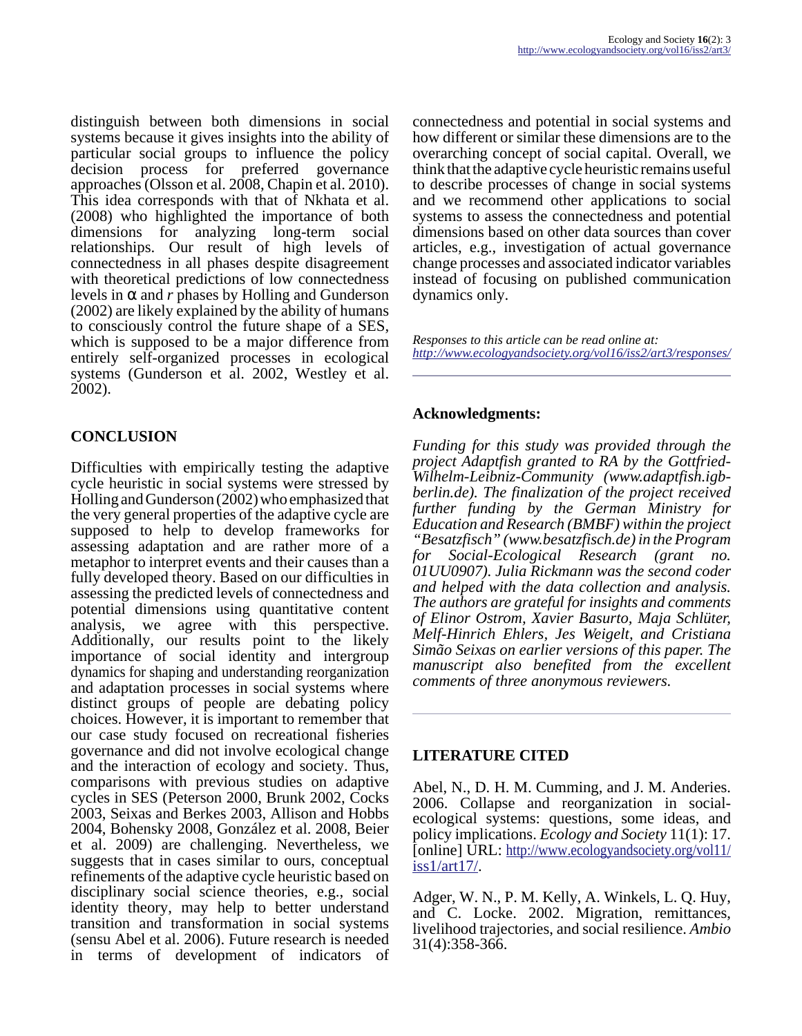distinguish between both dimensions in social systems because it gives insights into the ability of particular social groups to influence the policy decision process for preferred governance approaches (Olsson et al. 2008, Chapin et al. 2010). This idea corresponds with that of Nkhata et al. (2008) who highlighted the importance of both dimensions for analyzing long-term social relationships. Our result of high levels of connectedness in all phases despite disagreement with theoretical predictions of low connectedness levels in $\alpha$ and *r* phases by Holling and Gunderson (2002) are likely explained by the ability of humans to consciously control the future shape of a SES, which is supposed to be a major difference from entirely self-organized processes in ecological systems (Gunderson et al. 2002, Westley et al. 2002).

## CONCLUSION

Difficulties with empirically testing the adaptive cycle heuristic in social systems were stressed by Holling and Gunderson (2002) who emphasized that the very general properties of the adaptive cycle are supposed to help to develop frameworks for assessing adaptation and are rather more of a metaphor to interpret events and their causes than a fully developed theory. Based on our difficulties in assessing the predicted levels of connectedness and potential dimensions using quantitative content analysis, we agree with this perspective. Additionally, our results point to the likely importance of social identity and intergroup dynamics for shaping and understanding reorganization and adaptation processes in social systems where distinct groups of people are debating policy choices. However, it is important to remember that our case study focused on recreational fisheries governance and did not involve ecological change and the interaction of ecology and society. Thus, comparisons with previous studies on adaptive cycles in SES (Peterson 2000, Brunk 2002, Cocks 2003, Seixas and Berkes 2003, Allison and Hobbs 2004, Bohensky 2008, González et al. 2008, Beier et al. 2009) are challenging. Nevertheless, we suggests that in cases similar to ours, conceptual refinements of the adaptive cycle heuristic based on disciplinary social science theories, e.g., social identity theory, may help to better understand transition and transformation in social systems (sensu Abel et al. 2006). Future research is needed in terms of development of indicators of connectedness and potential in social systems and how different or similar these dimensions are to the overarching concept of social capital. Overall, we think that the adaptive cycle heuristic remains useful to describe processes of change in social systems and we recommend other applications to social systems to assess the connectedness and potential dimensions based on other data sources than cover articles, e.g., investigation of actual governance change processes and associated indicator variables instead of focusing on published communication dynamics only.

*Responses to this article can be read online at:*
*http://www.ecologyandsociety.org/vol16/iss2/art3/responses/*

### Acknowledgments:

*Funding for this study was provided through the project Adaptfish granted to RA by the Gottfried-Wilhelm-Leibniz-Community (www.adaptfish.igb-berlin.de). The finalization of the project received further funding by the German Ministry for Education and Research (BMBF) within the project "Besatzfisch" (www.besatzfisch.de) in the Program for Social-Ecological Research (grant no. 01UU0907). Julia Rickmann was the second coder and helped with the data collection and analysis. The authors are grateful for insights and comments of Elinor Ostrom, Xavier Basurto, Maja Schlüter, Melf-Hinrich Ehlers, Jes Weigelt, and Cristiana Simão Seixas on earlier versions of this paper. The manuscript also benefited from the excellent comments of three anonymous reviewers.*

## LITERATURE CITED

Abel, N., D. H. M. Cumming, and J. M. Anderies. 2006. Collapse and reorganization in social-ecological systems: questions, some ideas, and policy implications. *Ecology and Society* 11(1): 17. [online] URL: http://www.ecologyandsociety.org/vol11/iss1/art17/.

Adger, W. N., P. M. Kelly, A. Winkels, L. Q. Huy, and C. Locke. 2002. Migration, remittances, livelihood trajectories, and social resilience. *Ambio* 31(4):358-366.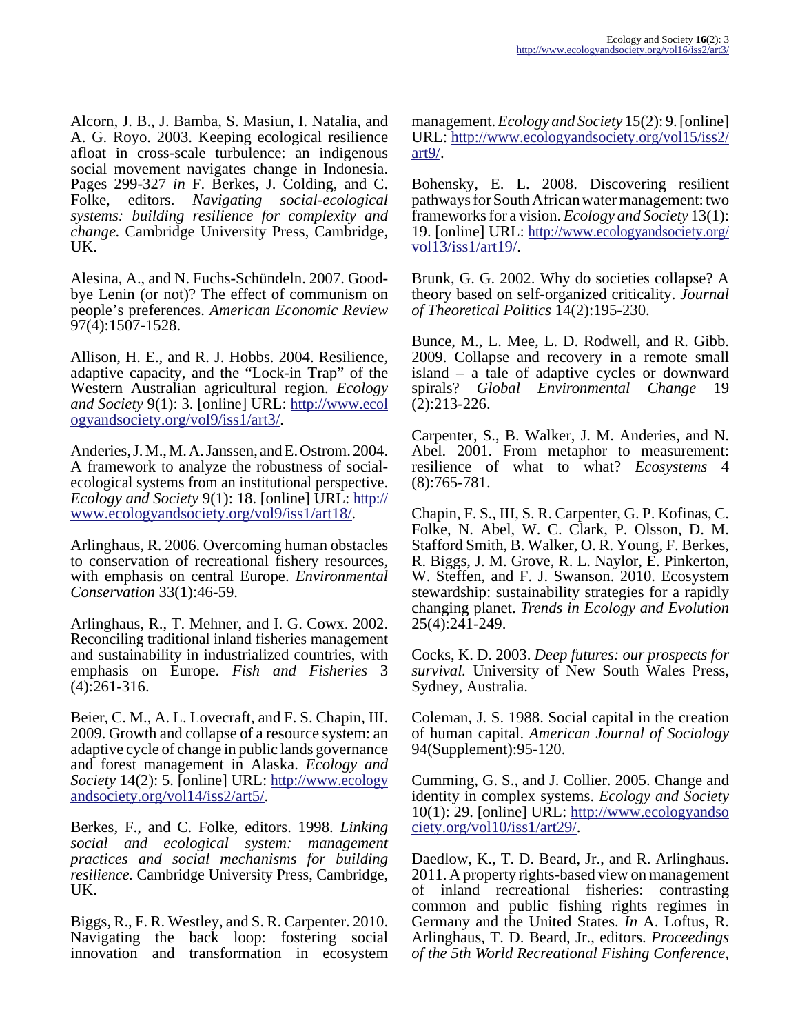Alcorn, J. B., J. Bamba, S. Masiun, I. Natalia, and A. G. Royo. 2003. Keeping ecological resilience afloat in cross-scale turbulence: an indigenous social movement navigates change in Indonesia. Pages 299-327 *in* F. Berkes, J. Colding, and C. Folke, editors. *Navigating social-ecological systems: building resilience for complexity and change.* Cambridge University Press, Cambridge, UK.

Alesina, A., and N. Fuchs-Schündeln. 2007. Good-bye Lenin (or not)? The effect of communism on people's preferences. *American Economic Review* 97(4):1507-1528.

Allison, H. E., and R. J. Hobbs. 2004. Resilience, adaptive capacity, and the "Lock-in Trap" of the Western Australian agricultural region. *Ecology and Society* 9(1): 3. [online] URL: [http://www.ecologyandsociety.org/vol9/iss1/art3/](http://www.ecologyandsociety.org/vol9/iss1/art3/).

Anderies, J. M., M. A. Janssen, and E. Ostrom. 2004. A framework to analyze the robustness of social-ecological systems from an institutional perspective. *Ecology and Society* 9(1): 18. [online] URL: [http://www.ecologyandsociety.org/vol9/iss1/art18/](http://www.ecologyandsociety.org/vol9/iss1/art18/).

Arlinghaus, R. 2006. Overcoming human obstacles to conservation of recreational fishery resources, with emphasis on central Europe. *Environmental Conservation* 33(1):46-59.

Arlinghaus, R., T. Mehner, and I. G. Cowx. 2002. Reconciling traditional inland fisheries management and sustainability in industrialized countries, with emphasis on Europe. *Fish and Fisheries* 3 (4):261-316.

Beier, C. M., A. L. Lovecraft, and F. S. Chapin, III. 2009. Growth and collapse of a resource system: an adaptive cycle of change in public lands governance and forest management in Alaska. *Ecology and Society* 14(2): 5. [online] URL: [http://www.ecologyandsociety.org/vol14/iss2/art5/](http://www.ecologyandsociety.org/vol14/iss2/art5/).

Berkes, F., and C. Folke, editors. 1998. *Linking social and ecological system: management practices and social mechanisms for building resilience.* Cambridge University Press, Cambridge, UK.

Biggs, R., F. R. Westley, and S. R. Carpenter. 2010. Navigating the back loop: fostering social innovation and transformation in ecosystem management. *Ecology and Society* 15(2): 9. [online] URL: [http://www.ecologyandsociety.org/vol15/iss2/art9/](http://www.ecologyandsociety.org/vol15/iss2/art9/).

Bohensky, E. L. 2008. Discovering resilient pathways for South African water management: two frameworks for a vision. *Ecology and Society* 13(1): 19. [online] URL: [http://www.ecologyandsociety.org/vol13/iss1/art19/](http://www.ecologyandsociety.org/vol13/iss1/art19/).

Brunk, G. G. 2002. Why do societies collapse? A theory based on self-organized criticality. *Journal of Theoretical Politics* 14(2):195-230.

Bunce, M., L. Mee, L. D. Rodwell, and R. Gibb. 2009. Collapse and recovery in a remote small island – a tale of adaptive cycles or downward spirals? *Global Environmental Change* 19 (2):213-226.

Carpenter, S., B. Walker, J. M. Anderies, and N. Abel. 2001. From metaphor to measurement: resilience of what to what? *Ecosystems* 4 (8):765-781.

Chapin, F. S., III, S. R. Carpenter, G. P. Kofinas, C. Folke, N. Abel, W. C. Clark, P. Olsson, D. M. Stafford Smith, B. Walker, O. R. Young, F. Berkes, R. Biggs, J. M. Grove, R. L. Naylor, E. Pinkerton, W. Steffen, and F. J. Swanson. 2010. Ecosystem stewardship: sustainability strategies for a rapidly changing planet. *Trends in Ecology and Evolution* 25(4):241-249.

Cocks, K. D. 2003. *Deep futures: our prospects for survival.* University of New South Wales Press, Sydney, Australia.

Coleman, J. S. 1988. Social capital in the creation of human capital. *American Journal of Sociology* 94(Supplement):95-120.

Cumming, G. S., and J. Collier. 2005. Change and identity in complex systems. *Ecology and Society* 10(1): 29. [online] URL: [http://www.ecologyandsociety.org/vol10/iss1/art29/](http://www.ecologyandsociety.org/vol10/iss1/art29/).

Daedlow, K., T. D. Beard, Jr., and R. Arlinghaus. 2011. A property rights-based view on management of inland recreational fisheries: contrasting common and public fishing rights regimes in Germany and the United States. *In* A. Loftus, R. Arlinghaus, T. D. Beard, Jr., editors. *Proceedings of the 5th World Recreational Fishing Conference,*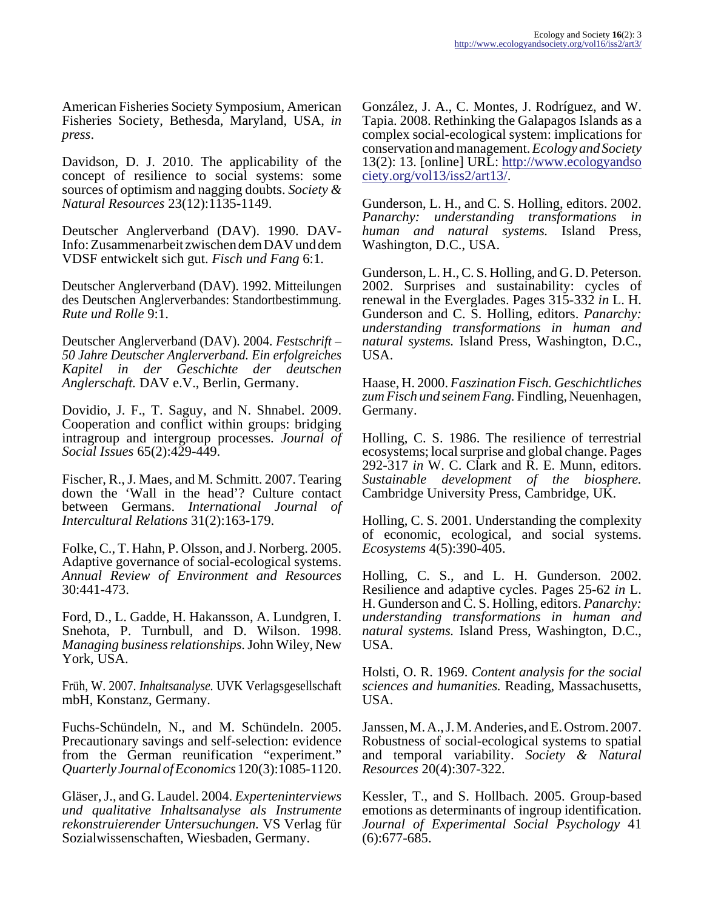American Fisheries Society Symposium, American Fisheries Society, Bethesda, Maryland, USA, *in press*.

Davidson, D. J. 2010. The applicability of the concept of resilience to social systems: some sources of optimism and nagging doubts. *Society & Natural Resources* 23(12):1135-1149.

Deutscher Anglerverband (DAV). 1990. DAV-Info: Zusammenarbeit zwischen dem DAV und dem VDSF entwickelt sich gut. *Fisch und Fang* 6:1.

Deutscher Anglerverband (DAV). 1992. Mitteilungen des Deutschen Anglerverbandes: Standortbestimmung. *Rute und Rolle* 9:1.

Deutscher Anglerverband (DAV). 2004. *Festschrift – 50 Jahre Deutscher Anglerverband. Ein erfolgreiches Kapitel in der Geschichte der deutschen Anglerschaft.* DAV e.V., Berlin, Germany.

Dovidio, J. F., T. Saguy, and N. Shnabel. 2009. Cooperation and conflict within groups: bridging intragroup and intergroup processes. *Journal of Social Issues* 65(2):429-449.

Fischer, R., J. Maes, and M. Schmitt. 2007. Tearing down the 'Wall in the head'? Culture contact between Germans. *International Journal of Intercultural Relations* 31(2):163-179.

Folke, C., T. Hahn, P. Olsson, and J. Norberg. 2005. Adaptive governance of social-ecological systems. *Annual Review of Environment and Resources* 30:441-473.

Ford, D., L. Gadde, H. Hakansson, A. Lundgren, I. Snehota, P. Turnbull, and D. Wilson. 1998. *Managing business relationships.* John Wiley, New York, USA.

Früh, W. 2007. *Inhaltsanalyse.* UVK Verlagsgesellschaft mbH, Konstanz, Germany.

Fuchs-Schündeln, N., and M. Schündeln. 2005. Precautionary savings and self-selection: evidence from the German reunification "experiment." *Quarterly Journal of Economics* 120(3):1085-1120.

Gläser, J., and G. Laudel. 2004. *Experteninterviews und qualitative Inhaltsanalyse als Instrumente rekonstruierender Untersuchungen.* VS Verlag für Sozialwissenschaften, Wiesbaden, Germany.

González, J. A., C. Montes, J. Rodríguez, and W. Tapia. 2008. Rethinking the Galapagos Islands as a complex social-ecological system: implications for conservation and management. *Ecology and Society* 13(2): 13. [online] URL: http://www.ecologyandsociety.org/vol13/iss2/art13/.

Gunderson, L. H., and C. S. Holling, editors. 2002. *Panarchy: understanding transformations in human and natural systems.* Island Press, Washington, D.C., USA.

Gunderson, L. H., C. S. Holling, and G. D. Peterson. 2002. Surprises and sustainability: cycles of renewal in the Everglades. Pages 315-332 *in* L. H. Gunderson and C. S. Holling, editors. *Panarchy: understanding transformations in human and natural systems.* Island Press, Washington, D.C., USA.

Haase, H. 2000. *Faszination Fisch. Geschichtliches zum Fisch und seinem Fang.* Findling, Neuenhagen, Germany.

Holling, C. S. 1986. The resilience of terrestrial ecosystems; local surprise and global change. Pages 292-317 *in* W. C. Clark and R. E. Munn, editors. *Sustainable development of the biosphere.* Cambridge University Press, Cambridge, UK.

Holling, C. S. 2001. Understanding the complexity of economic, ecological, and social systems. *Ecosystems* 4(5):390-405.

Holling, C. S., and L. H. Gunderson. 2002. Resilience and adaptive cycles. Pages 25-62 *in* L. H. Gunderson and C. S. Holling, editors. *Panarchy: understanding transformations in human and natural systems.* Island Press, Washington, D.C., USA.

Holsti, O. R. 1969. *Content analysis for the social sciences and humanities.* Reading, Massachusetts, USA.

Janssen, M. A., J. M. Anderies, and E. Ostrom. 2007. Robustness of social-ecological systems to spatial and temporal variability. *Society & Natural Resources* 20(4):307-322.

Kessler, T., and S. Hollbach. 2005. Group-based emotions as determinants of ingroup identification. *Journal of Experimental Social Psychology* 41 (6):677-685.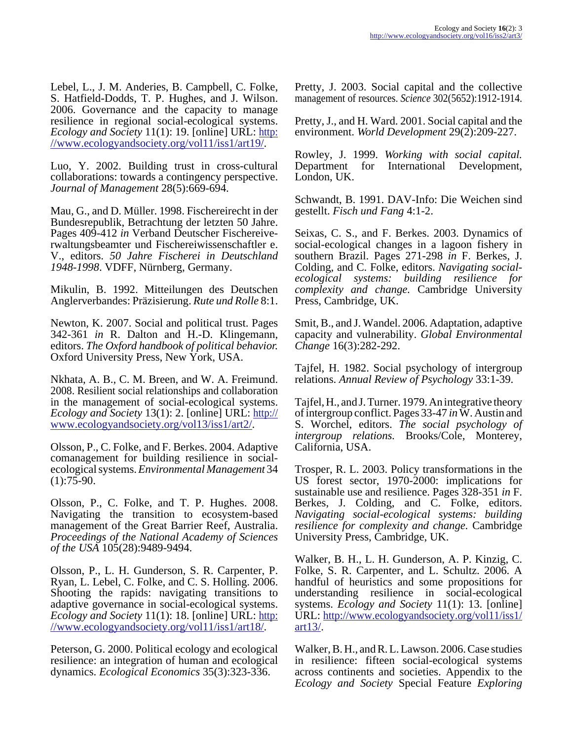Lebel, L., J. M. Anderies, B. Campbell, C. Folke, S. Hatfield-Dodds, T. P. Hughes, and J. Wilson. 2006. Governance and the capacity to manage resilience in regional social-ecological systems. *Ecology and Society* 11(1): 19. [online] URL: http://www.ecologyandsociety.org/vol11/iss1/art19/.

Luo, Y. 2002. Building trust in cross-cultural collaborations: towards a contingency perspective. *Journal of Management* 28(5):669-694.

Mau, G., and D. Müller. 1998. Fischereirecht in der Bundesrepublik, Betrachtung der letzten 50 Jahre. Pages 409-412 *in* Verband Deutscher Fischereiverwaltungsbeamter und Fischereiwissenschaftler e. V., editors. *50 Jahre Fischerei in Deutschland 1948-1998*. VDFF, Nürnberg, Germany.

Mikulin, B. 1992. Mitteilungen des Deutschen Anglerverbandes: Präzisierung. *Rute und Rolle* 8:1.

Newton, K. 2007. Social and political trust. Pages 342-361 *in* R. Dalton and H.-D. Klingemann, editors. *The Oxford handbook of political behavior.* Oxford University Press, New York, USA.

Nkhata, A. B., C. M. Breen, and W. A. Freimund. 2008. Resilient social relationships and collaboration in the management of social-ecological systems. *Ecology and Society* 13(1): 2. [online] URL: http://www.ecologyandsociety.org/vol13/iss1/art2/.

Olsson, P., C. Folke, and F. Berkes. 2004. Adaptive comanagement for building resilience in social-ecological systems. *Environmental Management* 34 (1):75-90.

Olsson, P., C. Folke, and T. P. Hughes. 2008. Navigating the transition to ecosystem-based management of the Great Barrier Reef, Australia. *Proceedings of the National Academy of Sciences of the USA* 105(28):9489-9494.

Olsson, P., L. H. Gunderson, S. R. Carpenter, P. Ryan, L. Lebel, C. Folke, and C. S. Holling. 2006. Shooting the rapids: navigating transitions to adaptive governance in social-ecological systems. *Ecology and Society* 11(1): 18. [online] URL: http://www.ecologyandsociety.org/vol11/iss1/art18/.

Peterson, G. 2000. Political ecology and ecological resilience: an integration of human and ecological dynamics. *Ecological Economics* 35(3):323-336.

Pretty, J. 2003. Social capital and the collective management of resources. *Science* 302(5652):1912-1914.

Pretty, J., and H. Ward. 2001. Social capital and the environment. *World Development* 29(2):209-227.

Rowley, J. 1999. *Working with social capital.* Department for International Development, London, UK.

Schwandt, B. 1991. DAV-Info: Die Weichen sind gestellt. *Fisch und Fang* 4:1-2.

Seixas, C. S., and F. Berkes. 2003. Dynamics of social-ecological changes in a lagoon fishery in southern Brazil. Pages 271-298 *in* F. Berkes, J. Colding, and C. Folke, editors. *Navigating social-ecological systems: building resilience for complexity and change.* Cambridge University Press, Cambridge, UK.

Smit, B., and J. Wandel. 2006. Adaptation, adaptive capacity and vulnerability. *Global Environmental Change* 16(3):282-292.

Tajfel, H. 1982. Social psychology of intergroup relations. *Annual Review of Psychology* 33:1-39.

Tajfel, H., and J. Turner. 1979. An integrative theory of intergroup conflict. Pages 33-47 *in* W. Austin and S. Worchel, editors. *The social psychology of intergroup relations.* Brooks/Cole, Monterey, California, USA.

Trosper, R. L. 2003. Policy transformations in the US forest sector, 1970-2000: implications for sustainable use and resilience. Pages 328-351 *in* F. Berkes, J. Colding, and C. Folke, editors. *Navigating social-ecological systems: building resilience for complexity and change.* Cambridge University Press, Cambridge, UK.

Walker, B. H., L. H. Gunderson, A. P. Kinzig, C. Folke, S. R. Carpenter, and L. Schultz. 2006. A handful of heuristics and some propositions for understanding resilience in social-ecological systems. *Ecology and Society* 11(1): 13. [online] URL: http://www.ecologyandsociety.org/vol11/iss1/art13/.

Walker, B. H., and R. L. Lawson. 2006. Case studies in resilience: fifteen social-ecological systems across continents and societies. Appendix to the *Ecology and Society* Special Feature *Exploring*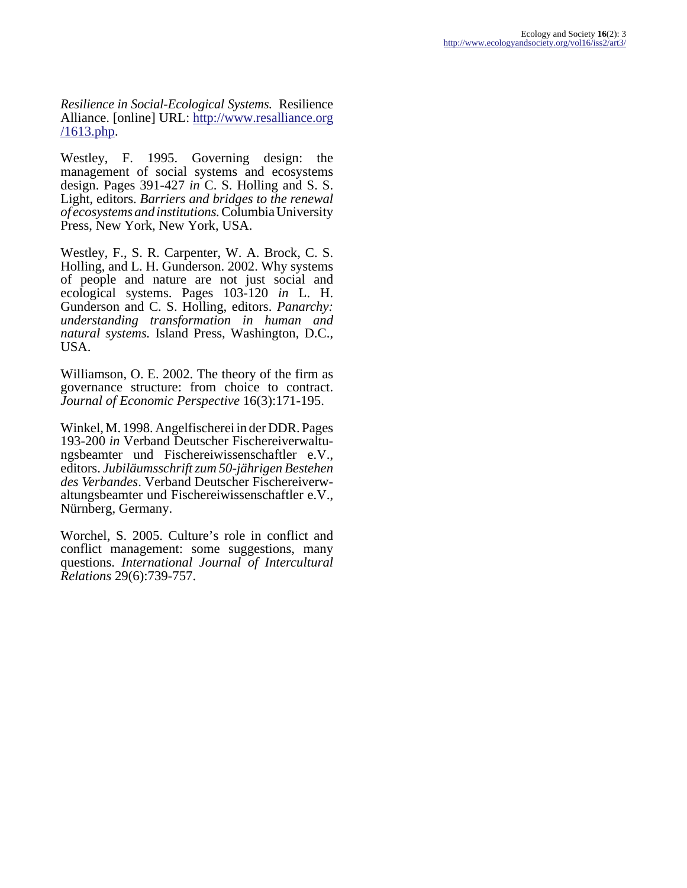*Resilience in Social-Ecological Systems.* Resilience Alliance. [online] URL: http://www.resalliance.org/1613.php.

Westley, F. 1995. Governing design: the management of social systems and ecosystems design. Pages 391-427 *in* C. S. Holling and S. S. Light, editors. *Barriers and bridges to the renewal of ecosystems and institutions.* Columbia University Press, New York, New York, USA.

Westley, F., S. R. Carpenter, W. A. Brock, C. S. Holling, and L. H. Gunderson. 2002. Why systems of people and nature are not just social and ecological systems. Pages 103-120 *in* L. H. Gunderson and C. S. Holling, editors. *Panarchy: understanding transformation in human and natural systems.* Island Press, Washington, D.C., USA.

Williamson, O. E. 2002. The theory of the firm as governance structure: from choice to contract. *Journal of Economic Perspective* 16(3):171-195.

Winkel, M. 1998. Angelfischerei in der DDR. Pages 193-200 *in* Verband Deutscher Fischereiverwaltungsbeamter und Fischereiwissenschaftler e.V., editors. *Jubiläumsschrift zum 50-jährigen Bestehen des Verbandes*. Verband Deutscher Fischereiverwaltungsbeamter und Fischereiwissenschaftler e.V., Nürnberg, Germany.

Worchel, S. 2005. Culture's role in conflict and conflict management: some suggestions, many questions. *International Journal of Intercultural Relations* 29(6):739-757.